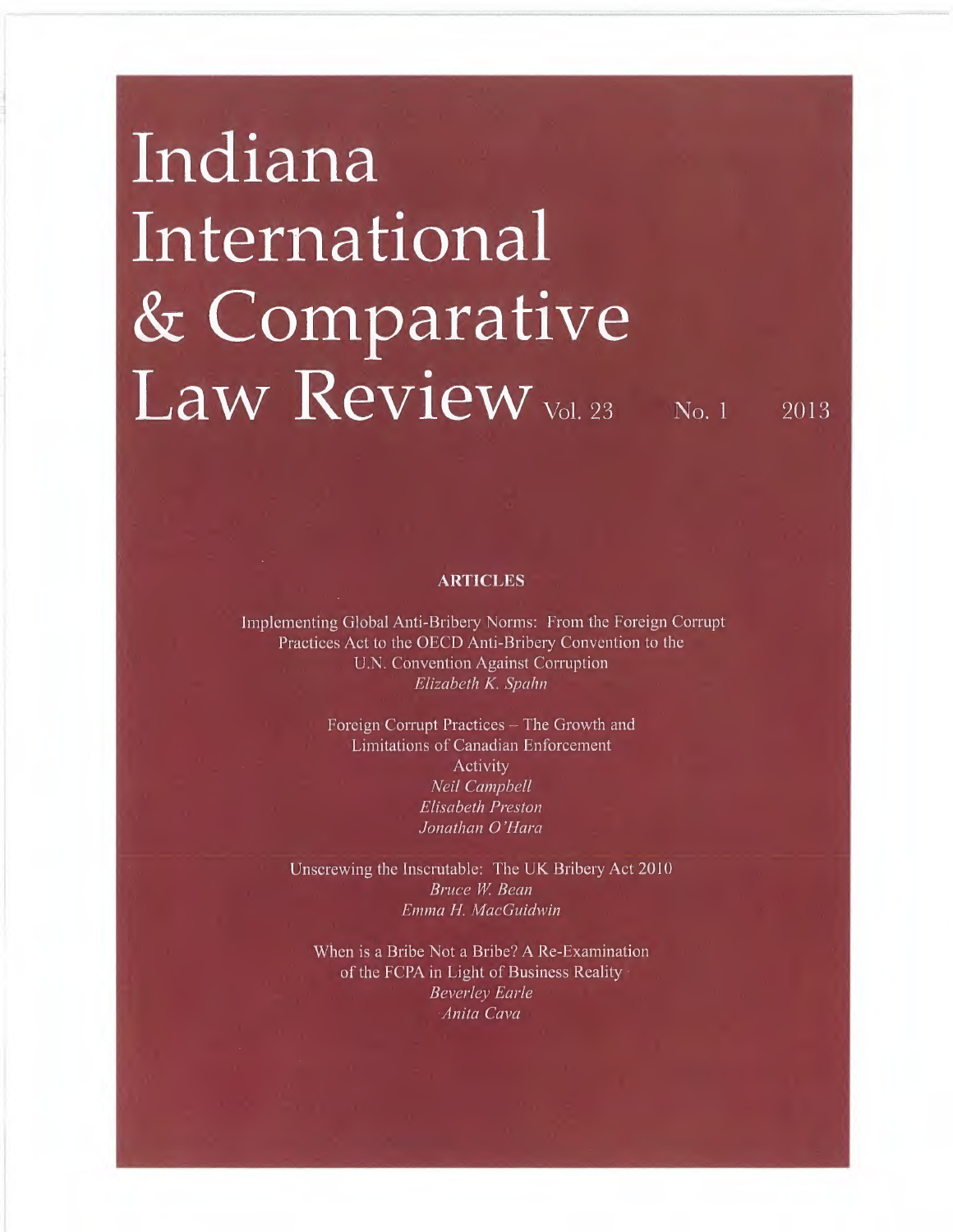# Indiana International & Comparative Law Review

Vol. 23 No. 1 2013

## ARTICLES

Implementing Global Anti-Bribery Norms: From the Foreign Corrupt Practices Act to the OECD Anti-Bribery Convention to the U.N. Convention Against Corruption
*Elizabeth K. Spahn*

Foreign Corrupt Practices – The Growth and Limitations of Canadian Enforcement Activity
*Neil Campbell*
*Elisabeth Preston*
*Jonathan O'Hara*

Unscrewing the Inscrutable: The UK Bribery Act 2010
*Bruce W. Bean*
*Emma H. MacGuidwin*

When is a Bribe Not a Bribe? A Re-Examination of the FCPA in Light of Business Reality
*Beverley Earle*
*Anita Cava*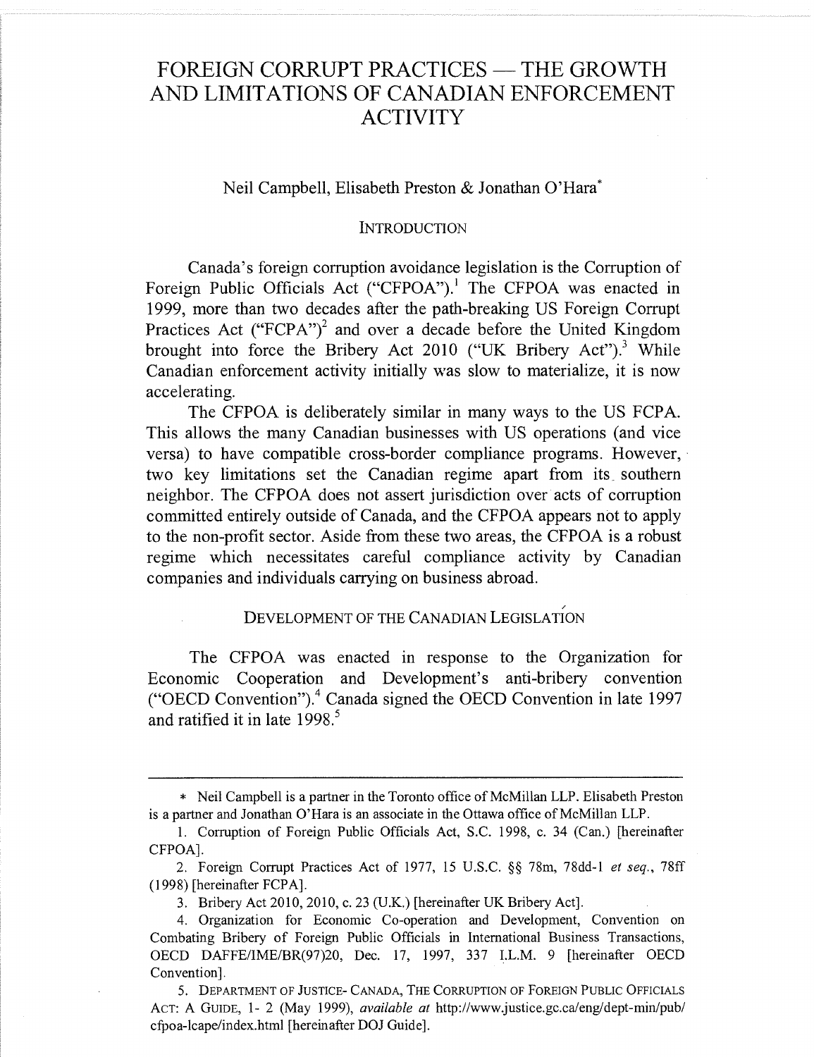# FOREIGN CORRUPT PRACTICES — THE GROWTH AND LIMITATIONS OF CANADIAN ENFORCEMENT ACTIVITY

Neil Campbell, Elisabeth Preston & Jonathan O'Hara*

## INTRODUCTION

Canada's foreign corruption avoidance legislation is the Corruption of Foreign Public Officials Act ("CFPOA").[1] The CFPOA was enacted in 1999, more than two decades after the path-breaking US Foreign Corrupt Practices Act ("FCPA")[2] and over a decade before the United Kingdom brought into force the Bribery Act 2010 ("UK Bribery Act").[3] While Canadian enforcement activity initially was slow to materialize, it is now accelerating.

The CFPOA is deliberately similar in many ways to the US FCPA. This allows the many Canadian businesses with US operations (and vice versa) to have compatible cross-border compliance programs. However, two key limitations set the Canadian regime apart from its southern neighbor. The CFPOA does not assert jurisdiction over acts of corruption committed entirely outside of Canada, and the CFPOA appears not to apply to the non-profit sector. Aside from these two areas, the CFPOA is a robust regime which necessitates careful compliance activity by Canadian companies and individuals carrying on business abroad.

## DEVELOPMENT OF THE CANADIAN LEGISLATION

The CFPOA was enacted in response to the Organization for Economic Cooperation and Development's anti-bribery convention ("OECD Convention").[4] Canada signed the OECD Convention in late 1997 and ratified it in late 1998.[5]

---

\* Neil Campbell is a partner in the Toronto office of McMillan LLP. Elisabeth Preston is a partner and Jonathan O'Hara is an associate in the Ottawa office of McMillan LLP.

1. Corruption of Foreign Public Officials Act, S.C. 1998, c. 34 (Can.) [hereinafter CFPOA].

2. Foreign Corrupt Practices Act of 1977, 15 U.S.C. §§ 78m, 78dd-1 *et seq.*, 78ff (1998) [hereinafter FCPA].

3. Bribery Act 2010, 2010, c. 23 (U.K.) [hereinafter UK Bribery Act].

4. Organization for Economic Co-operation and Development, Convention on Combating Bribery of Foreign Public Officials in International Business Transactions, OECD DAFFE/IME/BR(97)20, Dec. 17, 1997, 337 I.L.M. 9 [hereinafter OECD Convention].

5. DEPARTMENT OF JUSTICE- CANADA, THE CORRUPTION OF FOREIGN PUBLIC OFFICIALS ACT: A GUIDE, 1- 2 (May 1999), *available at* http://www.justice.gc.ca/eng/dept-min/pub/cfpoa-lcape/index.html [hereinafter DOJ Guide].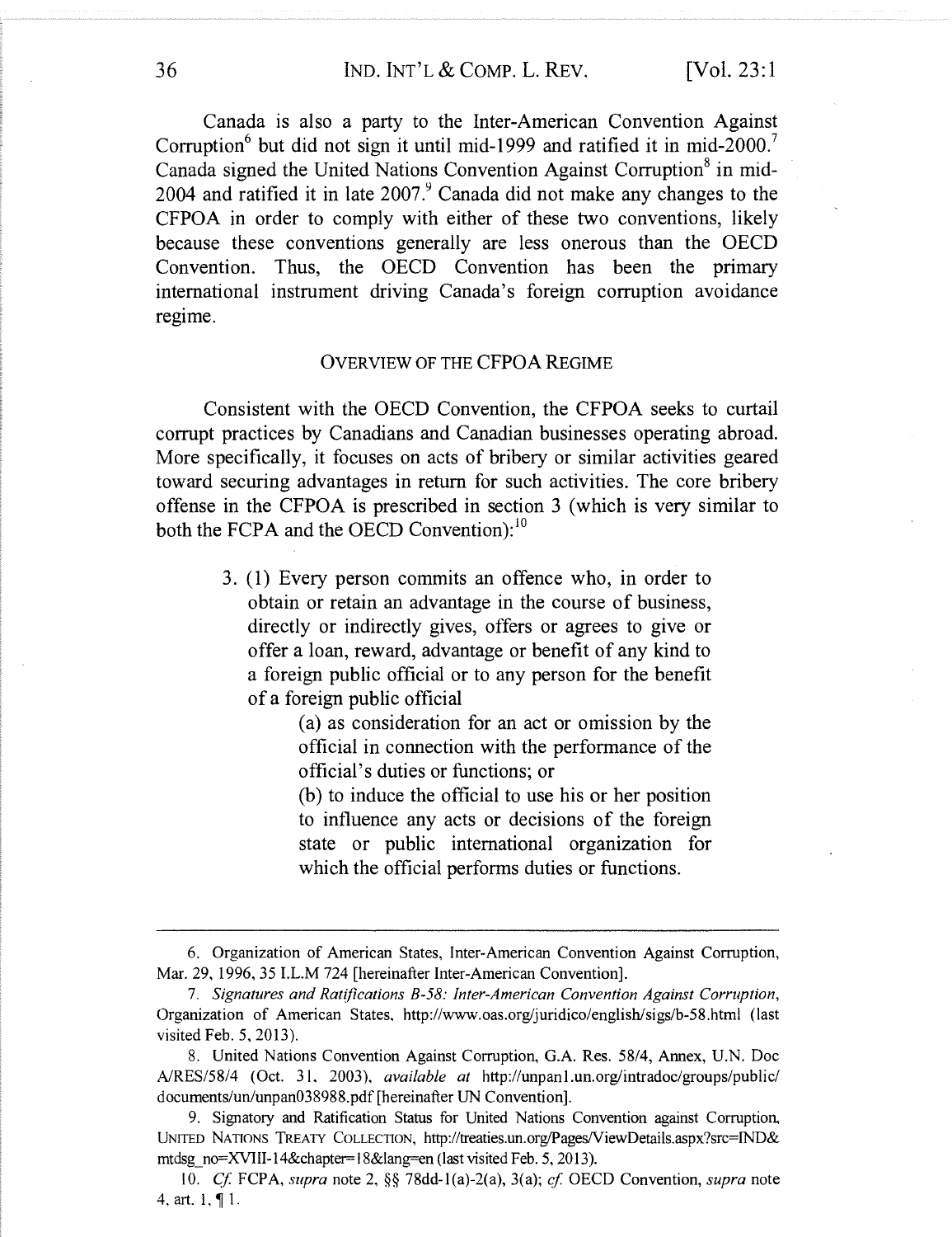Canada is also a party to the Inter-American Convention Against Corruption[6] but did not sign it until mid-1999 and ratified it in mid-2000.[7] Canada signed the United Nations Convention Against Corruption[8] in mid-2004 and ratified it in late 2007.[9] Canada did not make any changes to the CFPOA in order to comply with either of these two conventions, likely because these conventions generally are less onerous than the OECD Convention. Thus, the OECD Convention has been the primary international instrument driving Canada's foreign corruption avoidance regime.

## OVERVIEW OF THE CFPOA REGIME

Consistent with the OECD Convention, the CFPOA seeks to curtail corrupt practices by Canadians and Canadian businesses operating abroad. More specifically, it focuses on acts of bribery or similar activities geared toward securing advantages in return for such activities. The core bribery offense in the CFPOA is prescribed in section 3 (which is very similar to both the FCPA and the OECD Convention):[10]

> 3. (1) Every person commits an offence who, in order to obtain or retain an advantage in the course of business, directly or indirectly gives, offers or agrees to give or offer a loan, reward, advantage or benefit of any kind to a foreign public official or to any person for the benefit of a foreign public official
>
> > (a) as consideration for an act or omission by the official in connection with the performance of the official's duties or functions; or
> >
> > (b) to induce the official to use his or her position to influence any acts or decisions of the foreign state or public international organization for which the official performs duties or functions.

---

6. Organization of American States, Inter-American Convention Against Corruption, Mar. 29, 1996, 35 I.L.M 724 [hereinafter Inter-American Convention].

7. *Signatures and Ratifications B-58: Inter-American Convention Against Corruption*, Organization of American States, http://www.oas.org/juridico/english/sigs/b-58.html (last visited Feb. 5, 2013).

8. United Nations Convention Against Corruption, G.A. Res. 58/4, Annex, U.N. Doc A/RES/58/4 (Oct. 31, 2003), *available at* http://unpan1.un.org/intradoc/groups/public/documents/un/unpan038988.pdf [hereinafter UN Convention].

9. Signatory and Ratification Status for United Nations Convention against Corruption, UNITED NATIONS TREATY COLLECTION, http://treaties.un.org/Pages/ViewDetails.aspx?src=IND&mtdsg_no=XVIII-14&chapter=18&lang=en (last visited Feb. 5, 2013).

10. *Cf.* FCPA, *supra* note 2, §§ 78dd-1(a)-2(a), 3(a); *cf.* OECD Convention, *supra* note 4, art. 1, ¶ 1.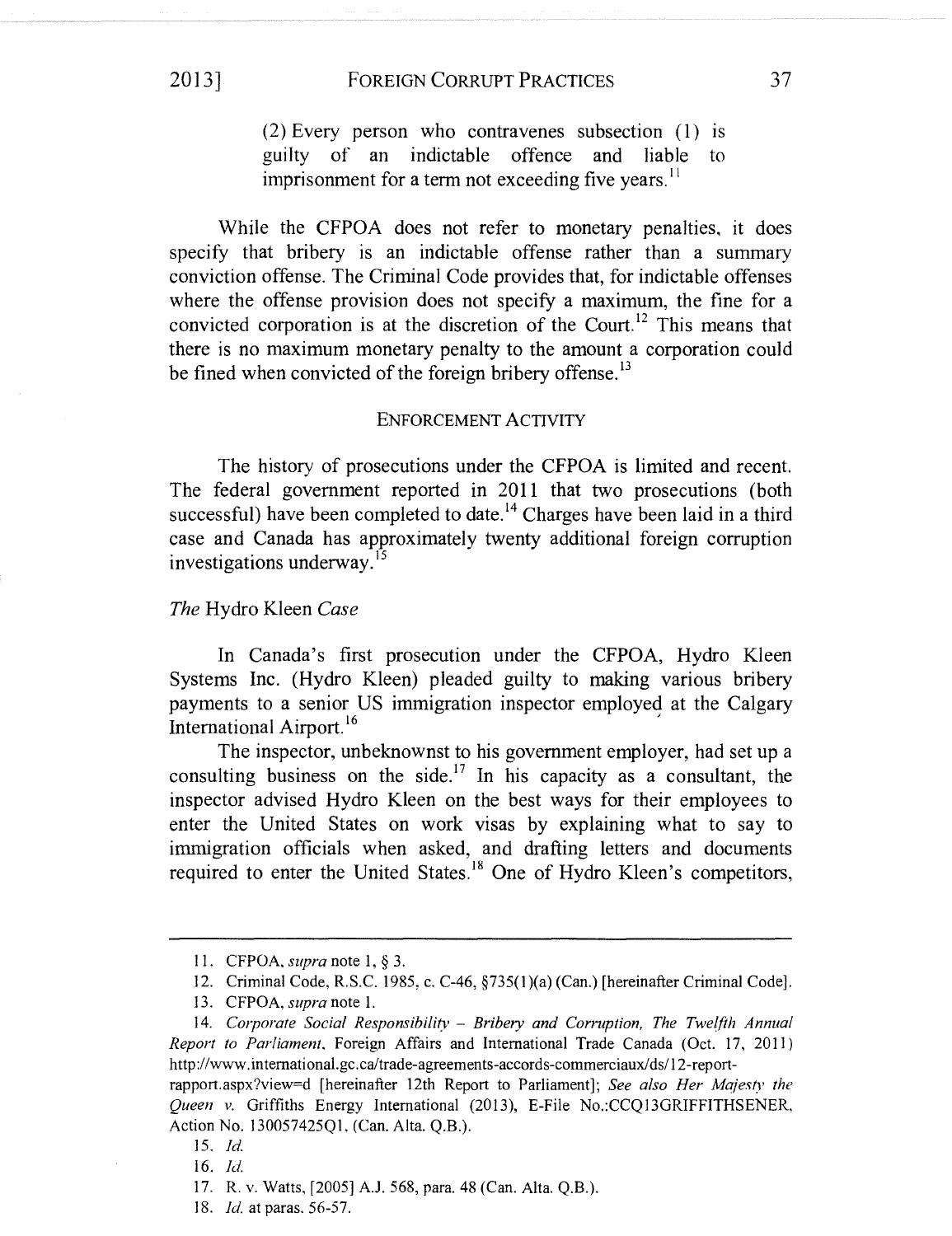(2) Every person who contravenes subsection (1) is guilty of an indictable offence and liable to imprisonment for a term not exceeding five years.[11]

While the CFPOA does not refer to monetary penalties, it does specify that bribery is an indictable offense rather than a summary conviction offense. The Criminal Code provides that, for indictable offenses where the offense provision does not specify a maximum, the fine for a convicted corporation is at the discretion of the Court.[12] This means that there is no maximum monetary penalty to the amount a corporation could be fined when convicted of the foreign bribery offense.[13]

## ENFORCEMENT ACTIVITY

The history of prosecutions under the CFPOA is limited and recent. The federal government reported in 2011 that two prosecutions (both successful) have been completed to date.[14] Charges have been laid in a third case and Canada has approximately twenty additional foreign corruption investigations underway.[15]

### *The* Hydro Kleen *Case*

In Canada's first prosecution under the CFPOA, Hydro Kleen Systems Inc. (Hydro Kleen) pleaded guilty to making various bribery payments to a senior US immigration inspector employed at the Calgary International Airport.[16]

The inspector, unbeknownst to his government employer, had set up a consulting business on the side.[17] In his capacity as a consultant, the inspector advised Hydro Kleen on the best ways for their employees to enter the United States on work visas by explaining what to say to immigration officials when asked, and drafting letters and documents required to enter the United States.[18] One of Hydro Kleen's competitors,

---

11. CFPOA, *supra* note 1, § 3.

12. Criminal Code, R.S.C. 1985, c. C-46, §735(1)(a) (Can.) [hereinafter Criminal Code].

13. CFPOA, *supra* note 1.

14. *Corporate Social Responsibility – Bribery and Corruption, The Twelfth Annual Report to Parliament*, Foreign Affairs and International Trade Canada (Oct. 17, 2011) http://www.international.gc.ca/trade-agreements-accords-commerciaux/ds/12-report-rapport.aspx?view=d [hereinafter 12th Report to Parliament]; *See also Her Majesty the Queen v.* Griffiths Energy International (2013), E-File No.:CCQ13GRIFFITHSENER, Action No. 130057425Q1, (Can. Alta. Q.B.).

15. *Id.*

16. *Id.*

17. R. v. Watts, [2005] A.J. 568, para. 48 (Can. Alta. Q.B.).

18. *Id.* at paras. 56-57.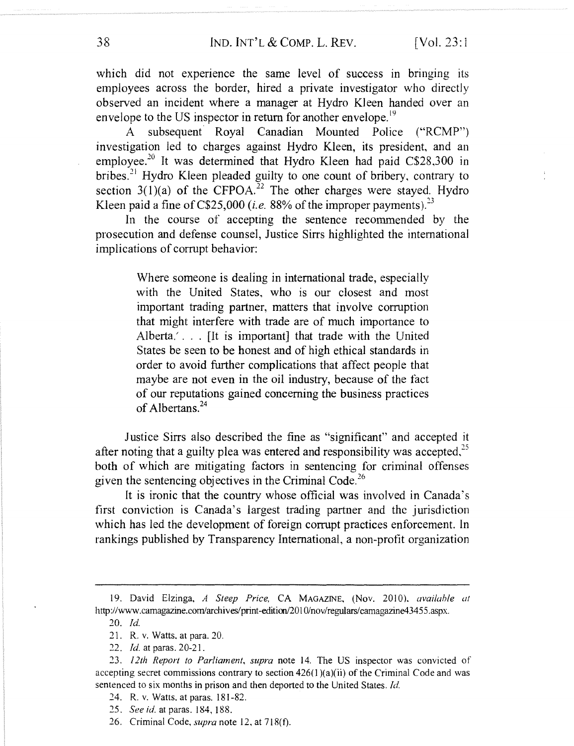which did not experience the same level of success in bringing its employees across the border, hired a private investigator who directly observed an incident where a manager at Hydro Kleen handed over an envelope to the US inspector in return for another envelope.[19]

A subsequent Royal Canadian Mounted Police ("RCMP") investigation led to charges against Hydro Kleen, its president, and an employee.[20] It was determined that Hydro Kleen had paid C$28,300 in bribes.[21] Hydro Kleen pleaded guilty to one count of bribery, contrary to section 3(1)(a) of the CFPOA.[22] The other charges were stayed. Hydro Kleen paid a fine of C$25,000 (*i.e.* 88% of the improper payments).[23]

In the course of accepting the sentence recommended by the prosecution and defense counsel, Justice Sirrs highlighted the international implications of corrupt behavior:

> Where someone is dealing in international trade, especially with the United States, who is our closest and most important trading partner, matters that involve corruption that might interfere with trade are of much importance to Alberta. . . . [It is important] that trade with the United States be seen to be honest and of high ethical standards in order to avoid further complications that affect people that maybe are not even in the oil industry, because of the fact of our reputations gained concerning the business practices of Albertans.[24]

Justice Sirrs also described the fine as "significant" and accepted it after noting that a guilty plea was entered and responsibility was accepted,[25] both of which are mitigating factors in sentencing for criminal offenses given the sentencing objectives in the Criminal Code.[26]

It is ironic that the country whose official was involved in Canada's first conviction is Canada's largest trading partner and the jurisdiction which has led the development of foreign corrupt practices enforcement. In rankings published by Transparency International, a non-profit organization

---

19. David Elzinga, *A Steep Price*, CA MAGAZINE, (Nov. 2010), *available at* http://www.camagazine.com/archives/print-edition/2010/nov/regulars/camagazine43455.aspx.

20. *Id.*

21. R. v. Watts, at para. 20.

22. *Id.* at paras. 20-21.

23. *12th Report to Parliament*, *supra* note 14. The US inspector was convicted of accepting secret commissions contrary to section 426(1)(a)(ii) of the Criminal Code and was sentenced to six months in prison and then deported to the United States. *Id.*

24. R. v. Watts, at paras. 181-82.

25. *See id.* at paras. 184, 188.

26. Criminal Code, *supra* note 12, at 718(f).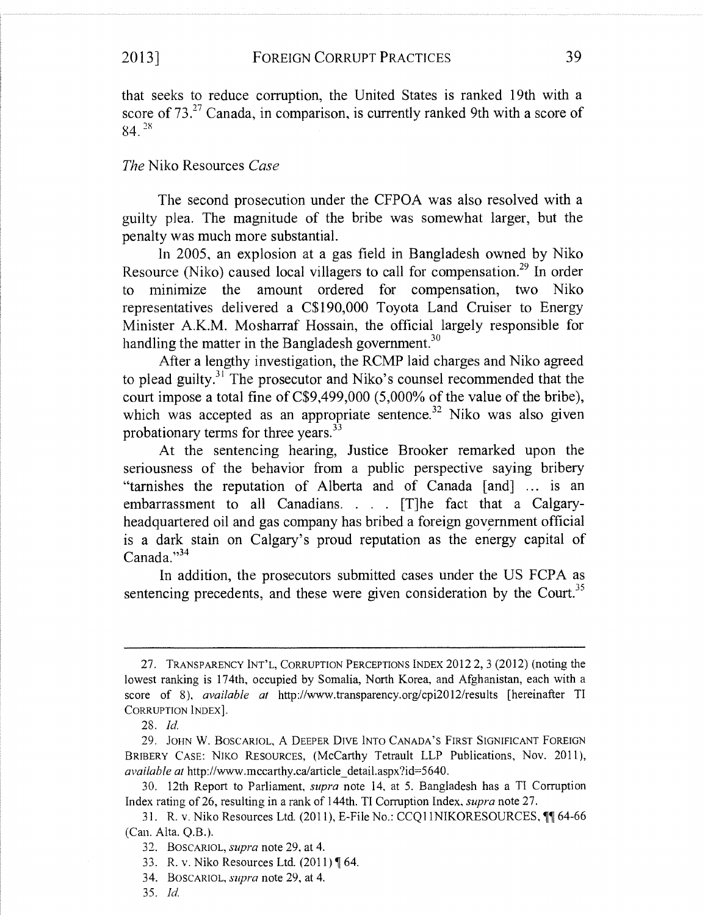that seeks to reduce corruption, the United States is ranked 19th with a score of 73.[27] Canada, in comparison, is currently ranked 9th with a score of 84.[28]

### *The* Niko Resources *Case*

The second prosecution under the CFPOA was also resolved with a guilty plea. The magnitude of the bribe was somewhat larger, but the penalty was much more substantial.

In 2005, an explosion at a gas field in Bangladesh owned by Niko Resource (Niko) caused local villagers to call for compensation.[29] In order to minimize the amount ordered for compensation, two Niko representatives delivered a C$190,000 Toyota Land Cruiser to Energy Minister A.K.M. Mosharraf Hossain, the official largely responsible for handling the matter in the Bangladesh government.[30]

After a lengthy investigation, the RCMP laid charges and Niko agreed to plead guilty.[31] The prosecutor and Niko's counsel recommended that the court impose a total fine of C$9,499,000 (5,000% of the value of the bribe), which was accepted as an appropriate sentence.[32] Niko was also given probationary terms for three years.[33]

At the sentencing hearing, Justice Brooker remarked upon the seriousness of the behavior from a public perspective saying bribery "tarnishes the reputation of Alberta and of Canada [and] ... is an embarrassment to all Canadians. . . . [T]he fact that a Calgary-headquartered oil and gas company has bribed a foreign government official is a dark stain on Calgary's proud reputation as the energy capital of Canada."[34]

In addition, the prosecutors submitted cases under the US FCPA as sentencing precedents, and these were given consideration by the Court.[35]

---

27. TRANSPARENCY INT'L, CORRUPTION PERCEPTIONS INDEX 2012 2, 3 (2012) (noting the lowest ranking is 174th, occupied by Somalia, North Korea, and Afghanistan, each with a score of 8), *available at* http://www.transparency.org/cpi2012/results [hereinafter TI CORRUPTION INDEX].

28. *Id.*

29. JOHN W. BOSCARIOL, A DEEPER DIVE INTO CANADA'S FIRST SIGNIFICANT FOREIGN BRIBERY CASE: NIKO RESOURCES, (McCarthy Tetrault LLP Publications, Nov. 2011), *available at* http://www.mccarthy.ca/article_detail.aspx?id=5640.

30. 12th Report to Parliament, *supra* note 14, at 5. Bangladesh has a TI Corruption Index rating of 26, resulting in a rank of 144th. TI Corruption Index, *supra* note 27.

31. R. v. Niko Resources Ltd. (2011), E-File No.: CCQ11NIKORESOURCES, ¶¶ 64-66 (Can. Alta. Q.B.).

32. BOSCARIOL, *supra* note 29, at 4.

33. R. v. Niko Resources Ltd. (2011) ¶ 64.

34. BOSCARIOL, *supra* note 29, at 4.

35. *Id.*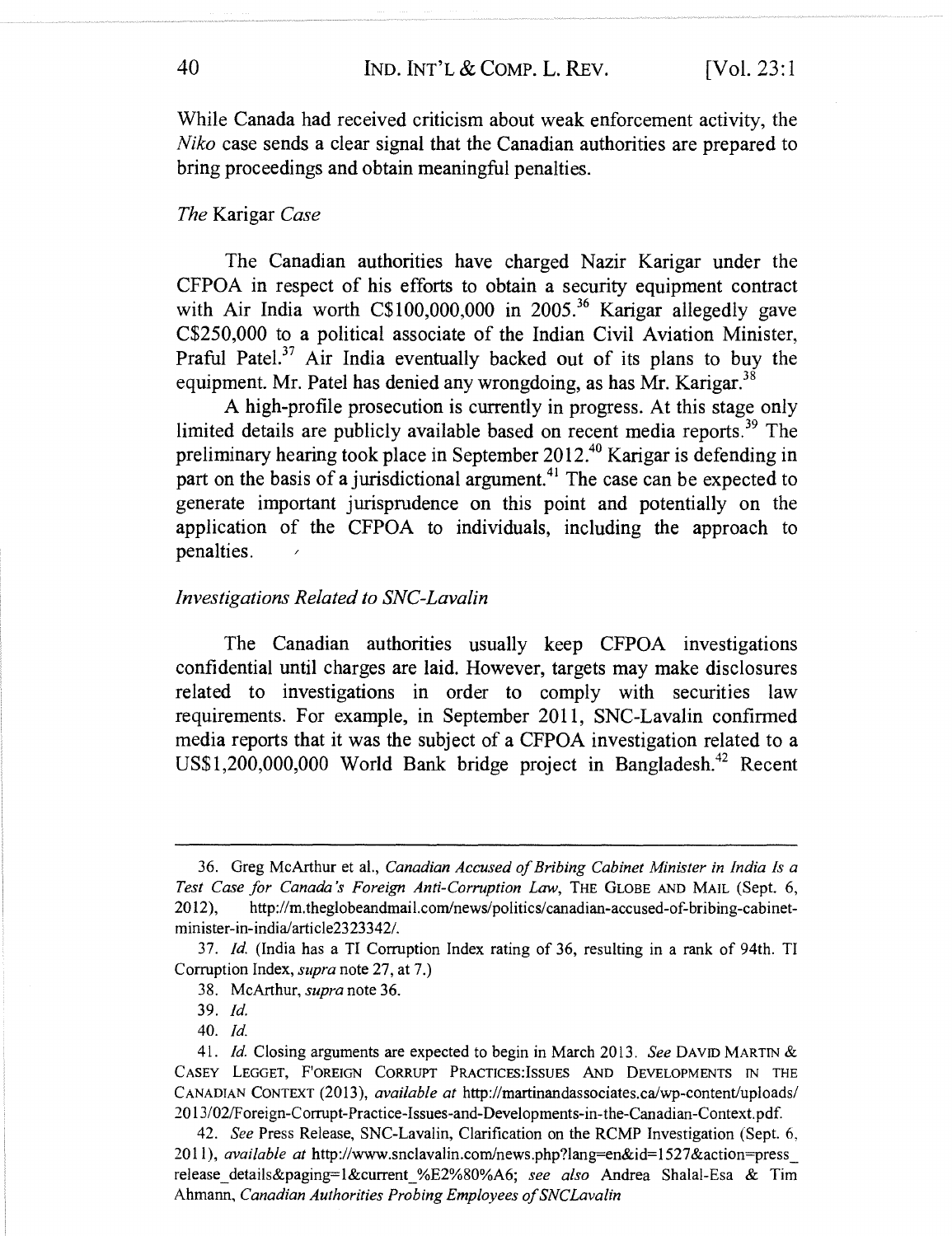While Canada had received criticism about weak enforcement activity, the *Niko* case sends a clear signal that the Canadian authorities are prepared to bring proceedings and obtain meaningful penalties.

### *The* Karigar *Case*

The Canadian authorities have charged Nazir Karigar under the CFPOA in respect of his efforts to obtain a security equipment contract with Air India worth C$100,000,000 in 2005.[36] Karigar allegedly gave C$250,000 to a political associate of the Indian Civil Aviation Minister, Praful Patel.[37] Air India eventually backed out of its plans to buy the equipment. Mr. Patel has denied any wrongdoing, as has Mr. Karigar.[38]

A high-profile prosecution is currently in progress. At this stage only limited details are publicly available based on recent media reports.[39] The preliminary hearing took place in September 2012.[40] Karigar is defending in part on the basis of a jurisdictional argument.[41] The case can be expected to generate important jurisprudence on this point and potentially on the application of the CFPOA to individuals, including the approach to penalties.

### *Investigations Related to SNC-Lavalin*

The Canadian authorities usually keep CFPOA investigations confidential until charges are laid. However, targets may make disclosures related to investigations in order to comply with securities law requirements. For example, in September 2011, SNC-Lavalin confirmed media reports that it was the subject of a CFPOA investigation related to a US$1,200,000,000 World Bank bridge project in Bangladesh.[42] Recent

---

36. Greg McArthur et al., *Canadian Accused of Bribing Cabinet Minister in India Is a Test Case for Canada's Foreign Anti-Corruption Law*, THE GLOBE AND MAIL (Sept. 6, 2012), http://m.theglobeandmail.com/news/politics/canadian-accused-of-bribing-cabinet-minister-in-india/article2323342/.

37. *Id.* (India has a TI Corruption Index rating of 36, resulting in a rank of 94th. TI Corruption Index, *supra* note 27, at 7.)

38. McArthur, *supra* note 36.

39. *Id.*

40. *Id.*

41. *Id.* Closing arguments are expected to begin in March 2013. *See* DAVID MARTIN & CASEY LEGGET, FOREIGN CORRUPT PRACTICES:ISSUES AND DEVELOPMENTS IN THE CANADIAN CONTEXT (2013), *available at* http://martinandassociates.ca/wp-content/uploads/2013/02/Foreign-Corrupt-Practice-Issues-and-Developments-in-the-Canadian-Context.pdf.

42. *See* Press Release, SNC-Lavalin, Clarification on the RCMP Investigation (Sept. 6, 2011), *available at* http://www.snclavalin.com/news.php?lang=en&id=1527&action=press_release_details&paging=1&current_%E2%80%A6; *see also* Andrea Shalal-Esa & Tim Ahmann, *Canadian Authorities Probing Employees of SNCLavalin*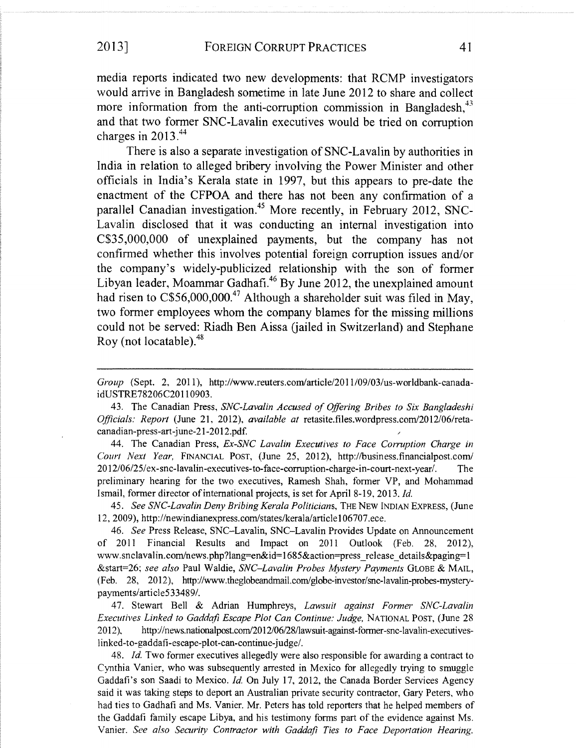media reports indicated two new developments: that RCMP investigators would arrive in Bangladesh sometime in late June 2012 to share and collect more information from the anti-corruption commission in Bangladesh,[43] and that two former SNC-Lavalin executives would be tried on corruption charges in 2013.[44]

There is also a separate investigation of SNC-Lavalin by authorities in India in relation to alleged bribery involving the Power Minister and other officials in India's Kerala state in 1997, but this appears to pre-date the enactment of the CFPOA and there has not been any confirmation of a parallel Canadian investigation.[45] More recently, in February 2012, SNC-Lavalin disclosed that it was conducting an internal investigation into C$35,000,000 of unexplained payments, but the company has not confirmed whether this involves potential foreign corruption issues and/or the company's widely-publicized relationship with the son of former Libyan leader, Moammar Gadhafi.[46] By June 2012, the unexplained amount had risen to C$56,000,000.[47] Although a shareholder suit was filed in May, two former employees whom the company blames for the missing millions could not be served: Riadh Ben Aissa (jailed in Switzerland) and Stephane Roy (not locatable).[48]

---

*Group* (Sept. 2, 2011), http://www.reuters.com/article/2011/09/03/us-worldbank-canada-idUSTRE78206C20110903.

43. The Canadian Press, *SNC-Lavalin Accused of Offering Bribes to Six Bangladeshi Officials: Report* (June 21, 2012), *available at* retasite.files.wordpress.com/2012/06/reta-canadian-press-art-june-21-2012.pdf.

44. The Canadian Press, *Ex-SNC Lavalin Executives to Face Corruption Charge in Court Next Year,* FINANCIAL POST, (June 25, 2012), http://business.financialpost.com/2012/06/25/ex-snc-lavalin-executives-to-face-corruption-charge-in-court-next-year/. The preliminary hearing for the two executives, Ramesh Shah, former VP, and Mohammad Ismail, former director of international projects, is set for April 8-19, 2013. *Id.*

45. *See SNC-Lavalin Deny Bribing Kerala Politicians*, THE NEW INDIAN EXPRESS, (June 12, 2009), http://newindianexpress.com/states/kerala/article106707.ece.

46. *See* Press Release, SNC–Lavalin, SNC–Lavalin Provides Update on Announcement of 2011 Financial Results and Impact on 2011 Outlook (Feb. 28, 2012), www.snclavalin.com/news.php?lang=en&id=1685&action=press_release_details&paging=1&start=26; *see also* Paul Waldie, *SNC–Lavalin Probes Mystery Payments* GLOBE & MAIL, (Feb. 28, 2012), http://www.theglobeandmail.com/globe-investor/snc-lavalin-probes-mystery-payments/article533489/.

47. Stewart Bell & Adrian Humphreys, *Lawsuit against Former SNC-Lavalin Executives Linked to Gaddafi Escape Plot Can Continue: Judge*, NATIONAL POST, (June 28 2012), http://news.nationalpost.com/2012/06/28/lawsuit-against-former-snc-lavalin-executives-linked-to-gaddafi-escape-plot-can-continue-judge/.

48. *Id.* Two former executives allegedly were also responsible for awarding a contract to Cynthia Vanier, who was subsequently arrested in Mexico for allegedly trying to smuggle Gaddafi's son Saadi to Mexico. *Id.* On July 17, 2012, the Canada Border Services Agency said it was taking steps to deport an Australian private security contractor, Gary Peters, who had ties to Gadhafi and Ms. Vanier. Mr. Peters has told reporters that he helped members of the Gaddafi family escape Libya, and his testimony forms part of the evidence against Ms. Vanier. *See also Security Contractor with Gaddafi Ties to Face Deportation Hearing.*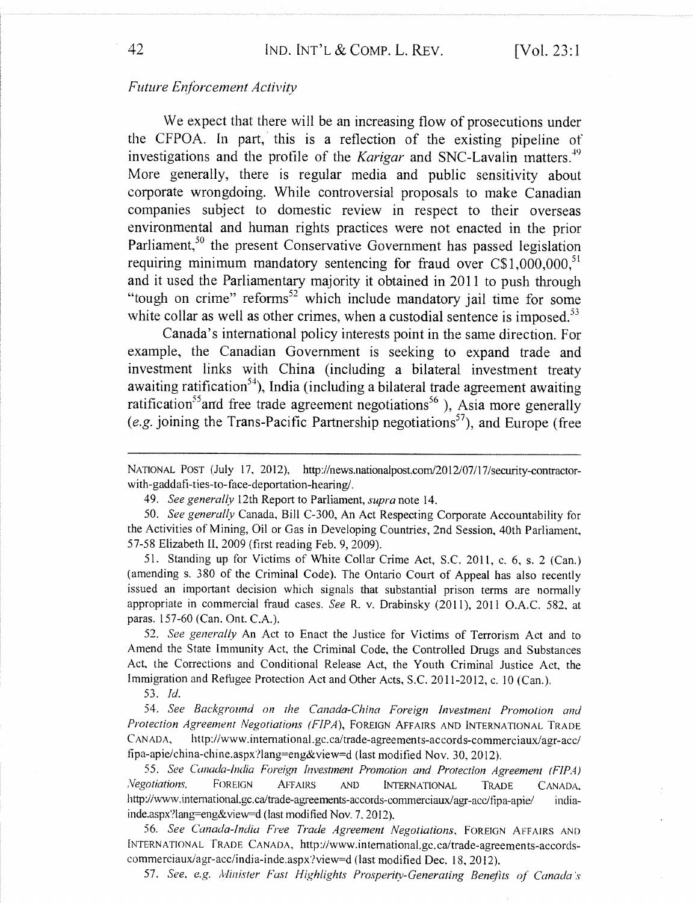*Future Enforcement Activity*

We expect that there will be an increasing flow of prosecutions under the CFPOA. In part, this is a reflection of the existing pipeline of investigations and the profile of the *Karigar* and SNC-Lavalin matters.[49] More generally, there is regular media and public sensitivity about corporate wrongdoing. While controversial proposals to make Canadian companies subject to domestic review in respect to their overseas environmental and human rights practices were not enacted in the prior Parliament,[50] the present Conservative Government has passed legislation requiring minimum mandatory sentencing for fraud over C$1,000,000,[51] and it used the Parliamentary majority it obtained in 2011 to push through "tough on crime" reforms[52] which include mandatory jail time for some white collar as well as other crimes, when a custodial sentence is imposed.[53]

Canada's international policy interests point in the same direction. For example, the Canadian Government is seeking to expand trade and investment links with China (including a bilateral investment treaty awaiting ratification[54]), India (including a bilateral trade agreement awaiting ratification[55] and free trade agreement negotiations[56] ), Asia more generally (*e.g.* joining the Trans-Pacific Partnership negotiations[57]), and Europe (free

---

NATIONAL POST (July 17, 2012), http://news.nationalpost.com/2012/07/17/security-contractor-with-gaddafi-ties-to-face-deportation-hearing/.

49. *See generally* 12th Report to Parliament, *supra* note 14.

50. *See generally* Canada, Bill C-300, An Act Respecting Corporate Accountability for the Activities of Mining, Oil or Gas in Developing Countries, 2nd Session, 40th Parliament, 57-58 Elizabeth II, 2009 (first reading Feb. 9, 2009).

51. Standing up for Victims of White Collar Crime Act, S.C. 2011, c. 6, s. 2 (Can.) (amending s. 380 of the Criminal Code). The Ontario Court of Appeal has also recently issued an important decision which signals that substantial prison terms are normally appropriate in commercial fraud cases. *See* R. v. Drabinsky (2011), 2011 O.A.C. 582, at paras. 157-60 (Can. Ont. C.A.).

52. *See generally* An Act to Enact the Justice for Victims of Terrorism Act and to Amend the State Immunity Act, the Criminal Code, the Controlled Drugs and Substances Act, the Corrections and Conditional Release Act, the Youth Criminal Justice Act, the Immigration and Refugee Protection Act and Other Acts, S.C. 2011-2012, c. 10 (Can.).

53. *Id.*

54. *See Background on the Canada-China Foreign Investment Promotion and Protection Agreement Negotiations (FIPA)*, FOREIGN AFFAIRS AND INTERNATIONAL TRADE CANADA, http://www.international.gc.ca/trade-agreements-accords-commerciaux/agr-acc/fipa-apie/china-chine.aspx?lang=eng&view=d (last modified Nov. 30, 2012).

55. *See Canada-India Foreign Investment Promotion and Protection Agreement (FIPA) Negotiations*, FOREIGN AFFAIRS AND INTERNATIONAL TRADE CANADA, http://www.international.gc.ca/trade-agreements-accords-commerciaux/agr-acc/fipa-apie/ india-inde.aspx?lang=eng&view=d (last modified Nov. 7, 2012).

56. *See Canada-India Free Trade Agreement Negotiations*, FOREIGN AFFAIRS AND INTERNATIONAL TRADE CANADA, http://www.international.gc.ca/trade-agreements-accords-commerciaux/agr-acc/india-inde.aspx?view=d (last modified Dec. 18, 2012).

57. *See, e.g. Minister Fast Highlights Prosperity-Generating Benefits of Canada's*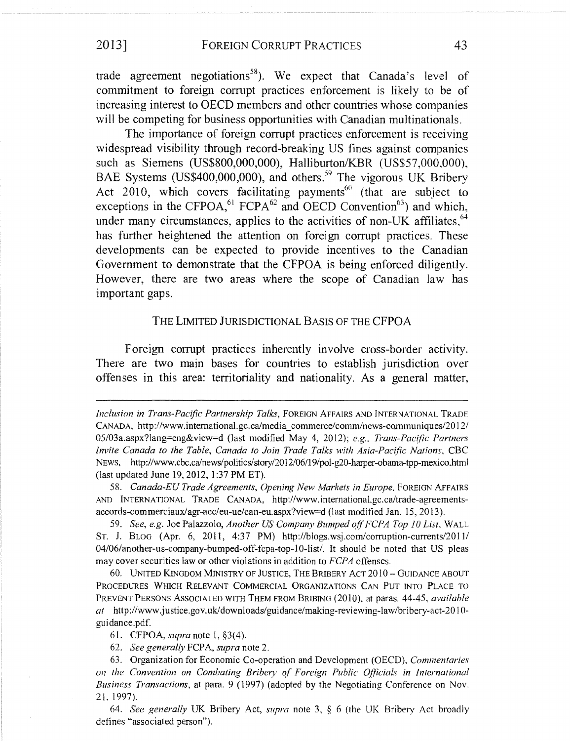trade agreement negotiations[58]). We expect that Canada's level of commitment to foreign corrupt practices enforcement is likely to be of increasing interest to OECD members and other countries whose companies will be competing for business opportunities with Canadian multinationals.

The importance of foreign corrupt practices enforcement is receiving widespread visibility through record-breaking US fines against companies such as Siemens (US$800,000,000), Halliburton/KBR (US$57,000,000), BAE Systems (US$400,000,000), and others.[59] The vigorous UK Bribery Act 2010, which covers facilitating payments[60] (that are subject to exceptions in the CFPOA,[61] FCPA[62] and OECD Convention[63]) and which, under many circumstances, applies to the activities of non-UK affiliates,[64] has further heightened the attention on foreign corrupt practices. These developments can be expected to provide incentives to the Canadian Government to demonstrate that the CFPOA is being enforced diligently. However, there are two areas where the scope of Canadian law has important gaps.

## THE LIMITED JURISDICTIONAL BASIS OF THE CFPOA

Foreign corrupt practices inherently involve cross-border activity. There are two main bases for countries to establish jurisdiction over offenses in this area: territoriality and nationality. As a general matter,

---

*Inclusion in Trans-Pacific Partnership Talks*, FOREIGN AFFAIRS AND INTERNATIONAL TRADE CANADA, http://www.international.gc.ca/media_commerce/comm/news-communiques/2012/05/03a.aspx?lang=eng&view=d (last modified May 4, 2012); *e.g., Trans-Pacific Partners Invite Canada to the Table, Canada to Join Trade Talks with Asia-Pacific Nations*, CBC NEWS, http://www.cbc.ca/news/politics/story/2012/06/19/pol-g20-harper-obama-tpp-mexico.html (last updated June 19, 2012, 1:37 PM ET).

58. *Canada-EU Trade Agreements, Opening New Markets in Europe*, FOREIGN AFFAIRS AND INTERNATIONAL TRADE CANADA, http://www.international.gc.ca/trade-agreements-accords-commerciaux/agr-acc/eu-ue/can-eu.aspx?view=d (last modified Jan. 15, 2013).

59. *See, e.g.* Joe Palazzolo, *Another US Company Bumped off FCPA Top 10 List*, WALL ST. J. BLOG (Apr. 6, 2011, 4:37 PM) http://blogs.wsj.com/corruption-currents/2011/04/06/another-us-company-bumped-off-fcpa-top-10-list/. It should be noted that US pleas may cover securities law or other violations in addition to *FCPA* offenses.

60. UNITED KINGDOM MINISTRY OF JUSTICE, THE BRIBERY ACT 2010 – GUIDANCE ABOUT PROCEDURES WHICH RELEVANT COMMERCIAL ORGANIZATIONS CAN PUT INTO PLACE TO PREVENT PERSONS ASSOCIATED WITH THEM FROM BRIBING (2010), at paras. 44-45, *available at* http://www.justice.gov.uk/downloads/guidance/making-reviewing-law/bribery-act-2010-guidance.pdf.

61. CFPOA, *supra* note 1, §3(4).

62. *See generally* FCPA, *supra* note 2.

63. Organization for Economic Co-operation and Development (OECD), *Commentaries on the Convention on Combating Bribery of Foreign Public Officials in International Business Transactions*, at para. 9 (1997) (adopted by the Negotiating Conference on Nov. 21, 1997).

64. *See generally* UK Bribery Act, *supra* note 3, § 6 (the UK Bribery Act broadly defines "associated person").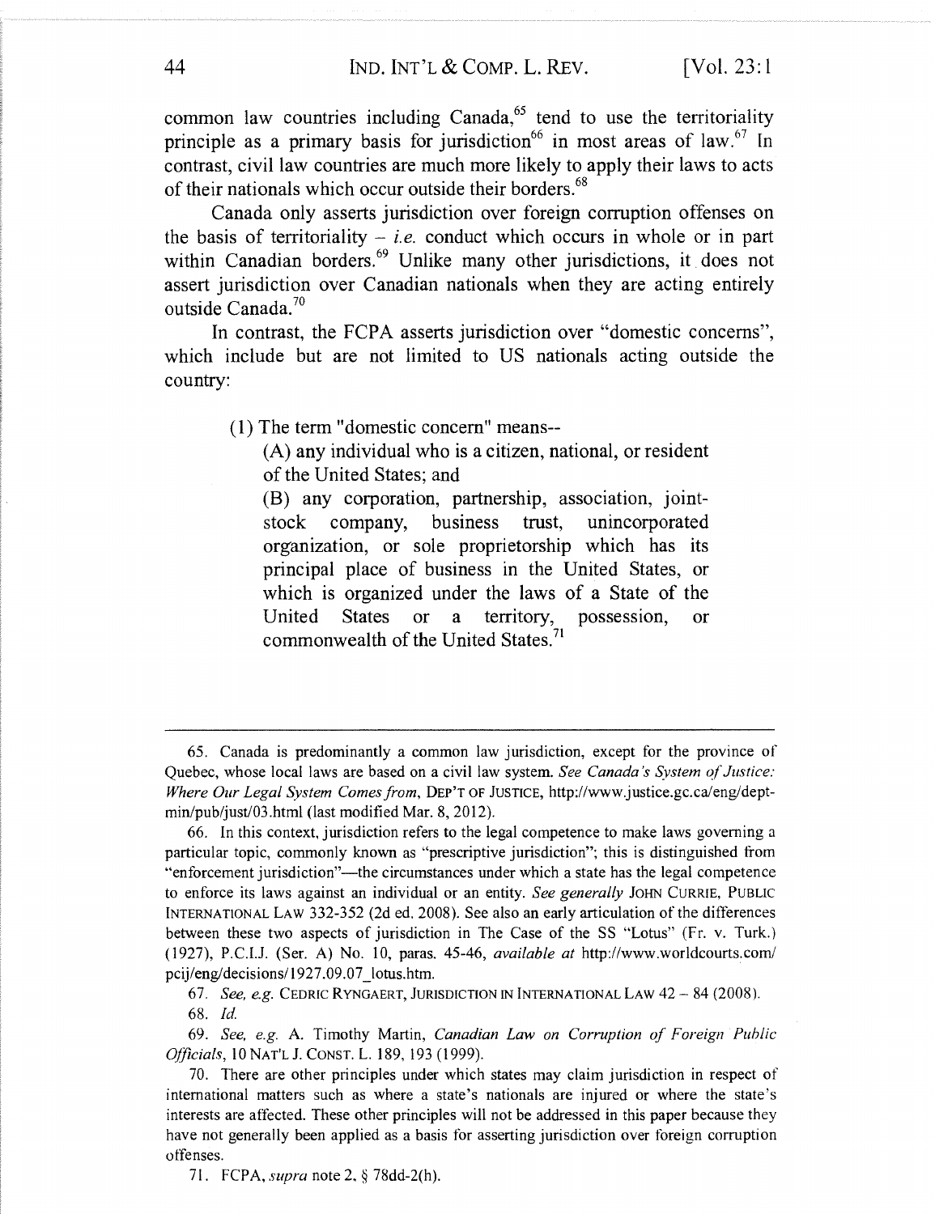common law countries including Canada,[65] tend to use the territoriality principle as a primary basis for jurisdiction[66] in most areas of law.[67] In contrast, civil law countries are much more likely to apply their laws to acts of their nationals which occur outside their borders.[68]

Canada only asserts jurisdiction over foreign corruption offenses on the basis of territoriality – *i.e.* conduct which occurs in whole or in part within Canadian borders.[69] Unlike many other jurisdictions, it does not assert jurisdiction over Canadian nationals when they are acting entirely outside Canada.[70]

In contrast, the FCPA asserts jurisdiction over "domestic concerns", which include but are not limited to US nationals acting outside the country:

> (1) The term "domestic concern" means--
>
> (A) any individual who is a citizen, national, or resident of the United States; and
>
> (B) any corporation, partnership, association, joint-stock company, business trust, unincorporated organization, or sole proprietorship which has its principal place of business in the United States, or which is organized under the laws of a State of the United States or a territory, possession, or commonwealth of the United States.[71]

---

65. Canada is predominantly a common law jurisdiction, except for the province of Quebec, whose local laws are based on a civil law system. *See Canada's System of Justice: Where Our Legal System Comes from*, DEP'T OF JUSTICE, http://www.justice.gc.ca/eng/dept-min/pub/just/03.html (last modified Mar. 8, 2012).

66. In this context, jurisdiction refers to the legal competence to make laws governing a particular topic, commonly known as "prescriptive jurisdiction"; this is distinguished from "enforcement jurisdiction"—the circumstances under which a state has the legal competence to enforce its laws against an individual or an entity. *See generally* JOHN CURRIE, PUBLIC INTERNATIONAL LAW 332-352 (2d ed. 2008). See also an early articulation of the differences between these two aspects of jurisdiction in The Case of the SS "Lotus" (Fr. v. Turk.) (1927), P.C.I.J. (Ser. A) No. 10, paras. 45-46, *available at* http://www.worldcourts.com/pcij/eng/decisions/1927.09.07_lotus.htm.

67. *See, e.g.* CEDRIC RYNGAERT, JURISDICTION IN INTERNATIONAL LAW 42 – 84 (2008).

68. *Id.*

69. *See, e.g.* A. Timothy Martin, *Canadian Law on Corruption of Foreign Public Officials*, 10 NAT'L J. CONST. L. 189, 193 (1999).

70. There are other principles under which states may claim jurisdiction in respect of international matters such as where a state's nationals are injured or where the state's interests are affected. These other principles will not be addressed in this paper because they have not generally been applied as a basis for asserting jurisdiction over foreign corruption offenses.

71. FCPA, *supra* note 2, § 78dd-2(h).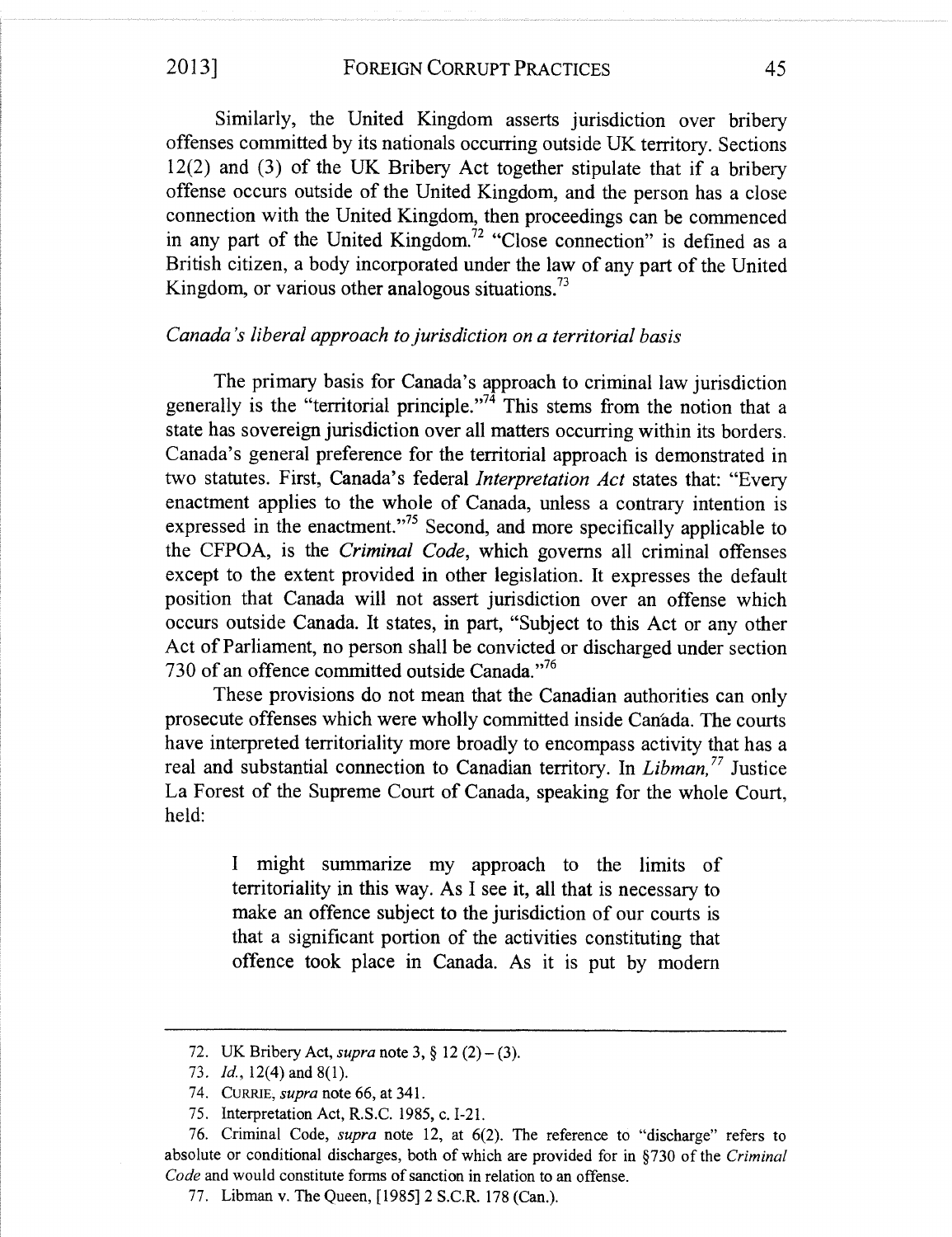Similarly, the United Kingdom asserts jurisdiction over bribery offenses committed by its nationals occurring outside UK territory. Sections 12(2) and (3) of the UK Bribery Act together stipulate that if a bribery offense occurs outside of the United Kingdom, and the person has a close connection with the United Kingdom, then proceedings can be commenced in any part of the United Kingdom.[72] "Close connection" is defined as a British citizen, a body incorporated under the law of any part of the United Kingdom, or various other analogous situations.[73]

*Canada's liberal approach to jurisdiction on a territorial basis*

The primary basis for Canada's approach to criminal law jurisdiction generally is the "territorial principle."[74] This stems from the notion that a state has sovereign jurisdiction over all matters occurring within its borders. Canada's general preference for the territorial approach is demonstrated in two statutes. First, Canada's federal *Interpretation Act* states that: "Every enactment applies to the whole of Canada, unless a contrary intention is expressed in the enactment."[75] Second, and more specifically applicable to the CFPOA, is the *Criminal Code*, which governs all criminal offenses except to the extent provided in other legislation. It expresses the default position that Canada will not assert jurisdiction over an offense which occurs outside Canada. It states, in part, "Subject to this Act or any other Act of Parliament, no person shall be convicted or discharged under section 730 of an offence committed outside Canada."[76]

These provisions do not mean that the Canadian authorities can only prosecute offenses which were wholly committed inside Canada. The courts have interpreted territoriality more broadly to encompass activity that has a real and substantial connection to Canadian territory. In *Libman,*[77] Justice La Forest of the Supreme Court of Canada, speaking for the whole Court, held:

> I might summarize my approach to the limits of territoriality in this way. As I see it, all that is necessary to make an offence subject to the jurisdiction of our courts is that a significant portion of the activities constituting that offence took place in Canada. As it is put by modern

---

72. UK Bribery Act, *supra* note 3, § 12 (2) – (3).

73. *Id.*, 12(4) and 8(1).

74. CURRIE, *supra* note 66, at 341.

75. Interpretation Act, R.S.C. 1985, c. I-21.

76. Criminal Code, *supra* note 12, at 6(2). The reference to "discharge" refers to absolute or conditional discharges, both of which are provided for in §730 of the *Criminal Code* and would constitute forms of sanction in relation to an offense.

77. Libman v. The Queen, [1985] 2 S.C.R. 178 (Can.).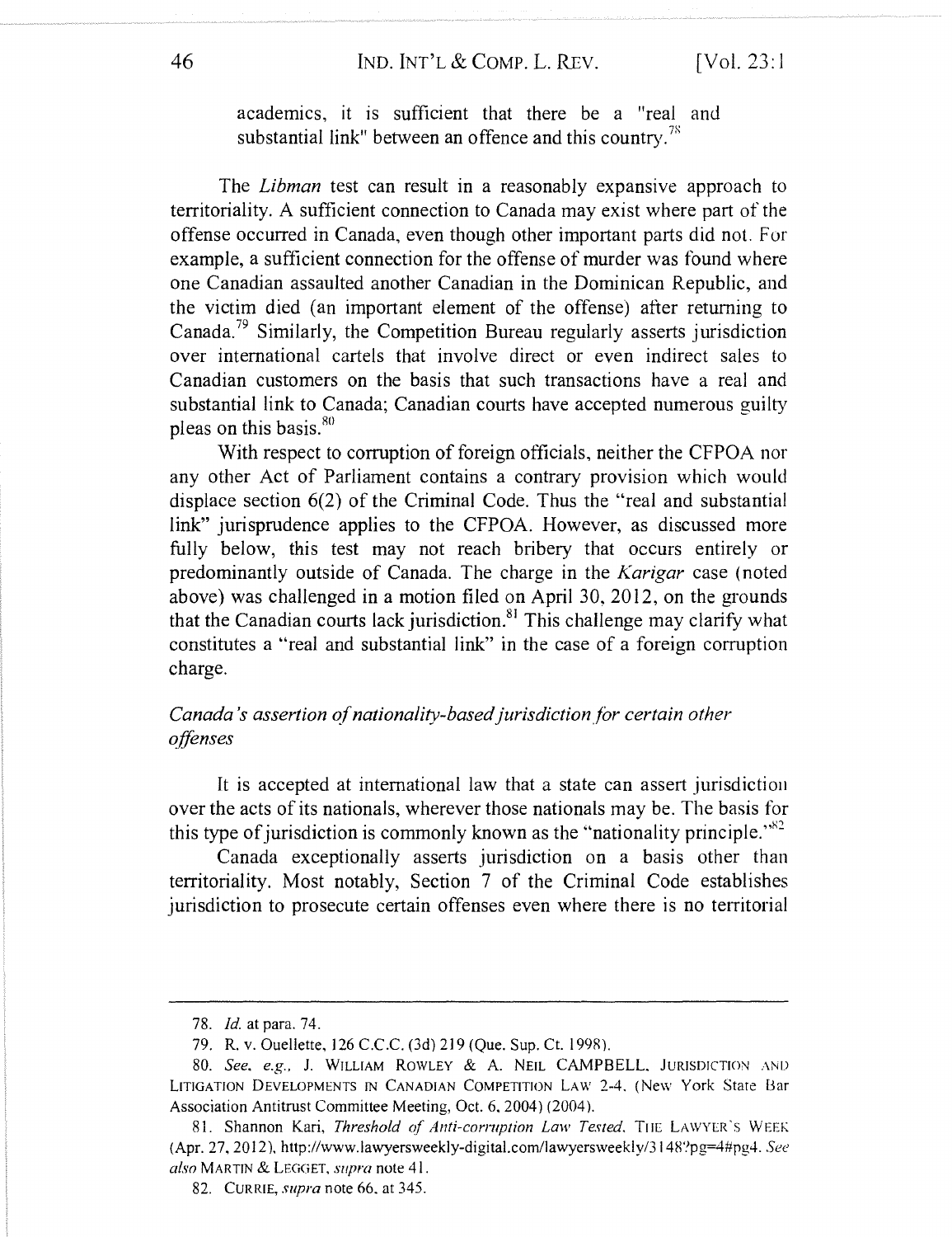academics, it is sufficient that there be a "real and substantial link" between an offence and this country.[78]

The *Libman* test can result in a reasonably expansive approach to territoriality. A sufficient connection to Canada may exist where part of the offense occurred in Canada, even though other important parts did not. For example, a sufficient connection for the offense of murder was found where one Canadian assaulted another Canadian in the Dominican Republic, and the victim died (an important element of the offense) after returning to Canada.[79] Similarly, the Competition Bureau regularly asserts jurisdiction over international cartels that involve direct or even indirect sales to Canadian customers on the basis that such transactions have a real and substantial link to Canada; Canadian courts have accepted numerous guilty pleas on this basis.[80]

With respect to corruption of foreign officials, neither the CFPOA nor any other Act of Parliament contains a contrary provision which would displace section 6(2) of the Criminal Code. Thus the "real and substantial link" jurisprudence applies to the CFPOA. However, as discussed more fully below, this test may not reach bribery that occurs entirely or predominantly outside of Canada. The charge in the *Karigar* case (noted above) was challenged in a motion filed on April 30, 2012, on the grounds that the Canadian courts lack jurisdiction.[81] This challenge may clarify what constitutes a "real and substantial link" in the case of a foreign corruption charge.

*Canada's assertion of nationality-based jurisdiction for certain other offenses*

It is accepted at international law that a state can assert jurisdiction over the acts of its nationals, wherever those nationals may be. The basis for this type of jurisdiction is commonly known as the "nationality principle."[82]

Canada exceptionally asserts jurisdiction on a basis other than territoriality. Most notably, Section 7 of the Criminal Code establishes jurisdiction to prosecute certain offenses even where there is no territorial

---

78. *Id.* at para. 74.

79. R. v. Ouellette, 126 C.C.C. (3d) 219 (Que. Sup. Ct. 1998).

80. *See, e.g.*, J. WILLIAM ROWLEY & A. NEIL CAMPBELL, JURISDICTION AND LITIGATION DEVELOPMENTS IN CANADIAN COMPETITION LAW 2-4. (New York State Bar Association Antitrust Committee Meeting, Oct. 6, 2004) (2004).

81. Shannon Kari, *Threshold of Anti-corruption Law Tested*, THE LAWYER'S WEEKLY (Apr. 27, 2012), http://www.lawyersweekly-digital.com/lawyersweekly/3148?pg=4#pg4. *See also* MARTIN & LEGGET, *supra* note 41.

82. CURRIE, *supra* note 66, at 345.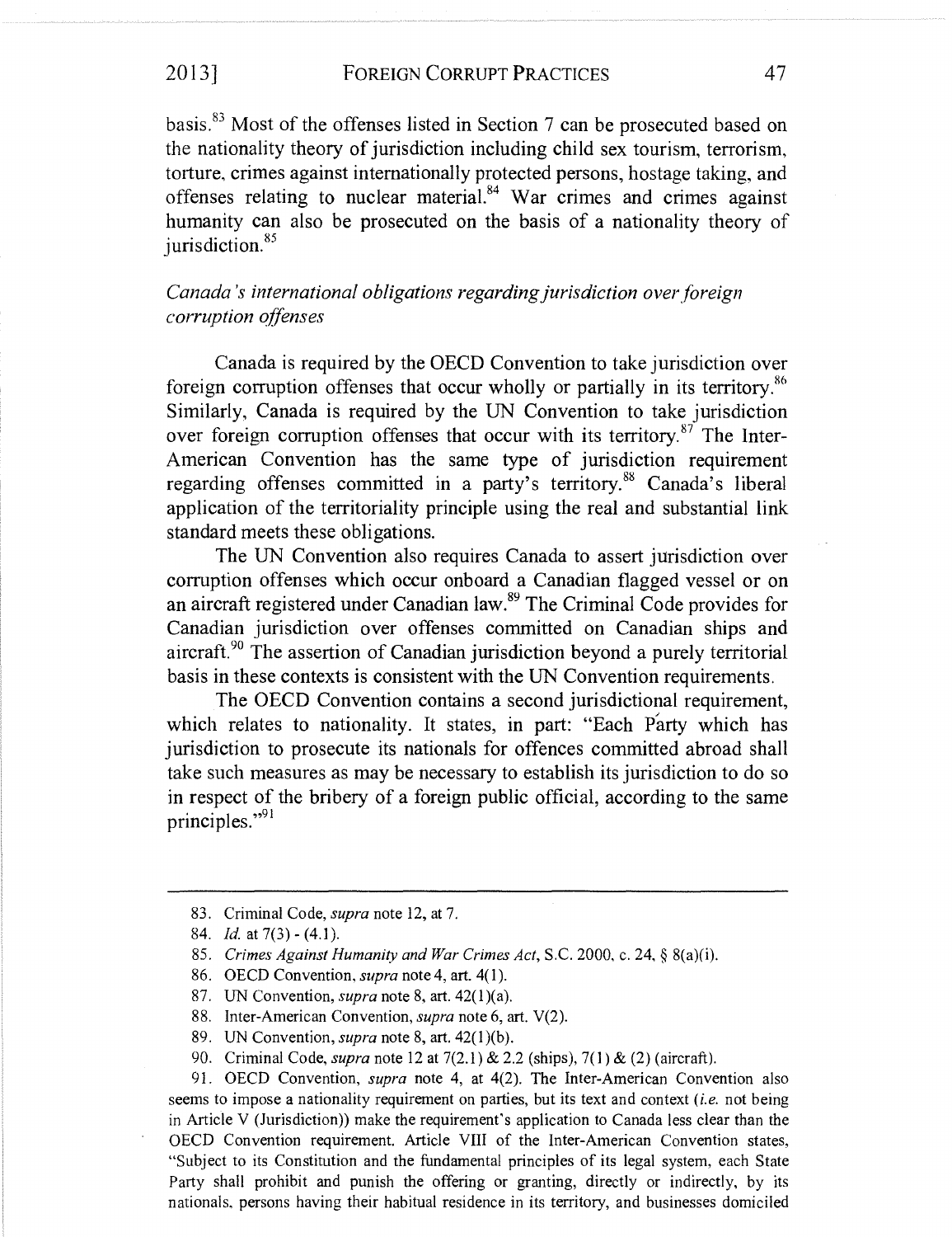basis.[83] Most of the offenses listed in Section 7 can be prosecuted based on the nationality theory of jurisdiction including child sex tourism, terrorism, torture, crimes against internationally protected persons, hostage taking, and offenses relating to nuclear material.[84] War crimes and crimes against humanity can also be prosecuted on the basis of a nationality theory of jurisdiction.[85]

*Canada's international obligations regarding jurisdiction over foreign corruption offenses*

Canada is required by the OECD Convention to take jurisdiction over foreign corruption offenses that occur wholly or partially in its territory.[86] Similarly, Canada is required by the UN Convention to take jurisdiction over foreign corruption offenses that occur with its territory.[87] The Inter-American Convention has the same type of jurisdiction requirement regarding offenses committed in a party's territory.[88] Canada's liberal application of the territoriality principle using the real and substantial link standard meets these obligations.

The UN Convention also requires Canada to assert jurisdiction over corruption offenses which occur onboard a Canadian flagged vessel or on an aircraft registered under Canadian law.[89] The Criminal Code provides for Canadian jurisdiction over offenses committed on Canadian ships and aircraft.[90] The assertion of Canadian jurisdiction beyond a purely territorial basis in these contexts is consistent with the UN Convention requirements.

The OECD Convention contains a second jurisdictional requirement, which relates to nationality. It states, in part: "Each Party which has jurisdiction to prosecute its nationals for offences committed abroad shall take such measures as may be necessary to establish its jurisdiction to do so in respect of the bribery of a foreign public official, according to the same principles."[91]

---

83. Criminal Code, *supra* note 12, at 7.

84. *Id.* at 7(3) - (4.1).

85. *Crimes Against Humanity and War Crimes Act*, S.C. 2000, c. 24, § 8(a)(i).

86. OECD Convention, *supra* note 4, art. 4(1).

87. UN Convention, *supra* note 8, art. 42(1)(a).

88. Inter-American Convention, *supra* note 6, art. V(2).

89. UN Convention, *supra* note 8, art. 42(1)(b).

90. Criminal Code, *supra* note 12 at 7(2.1) & 2.2 (ships), 7(1) & (2) (aircraft).

91. OECD Convention, *supra* note 4, at 4(2). The Inter-American Convention also seems to impose a nationality requirement on parties, but its text and context (*i.e.* not being in Article V (Jurisdiction)) make the requirement's application to Canada less clear than the OECD Convention requirement. Article VIII of the Inter-American Convention states, "Subject to its Constitution and the fundamental principles of its legal system, each State Party shall prohibit and punish the offering or granting, directly or indirectly, by its nationals, persons having their habitual residence in its territory, and businesses domiciled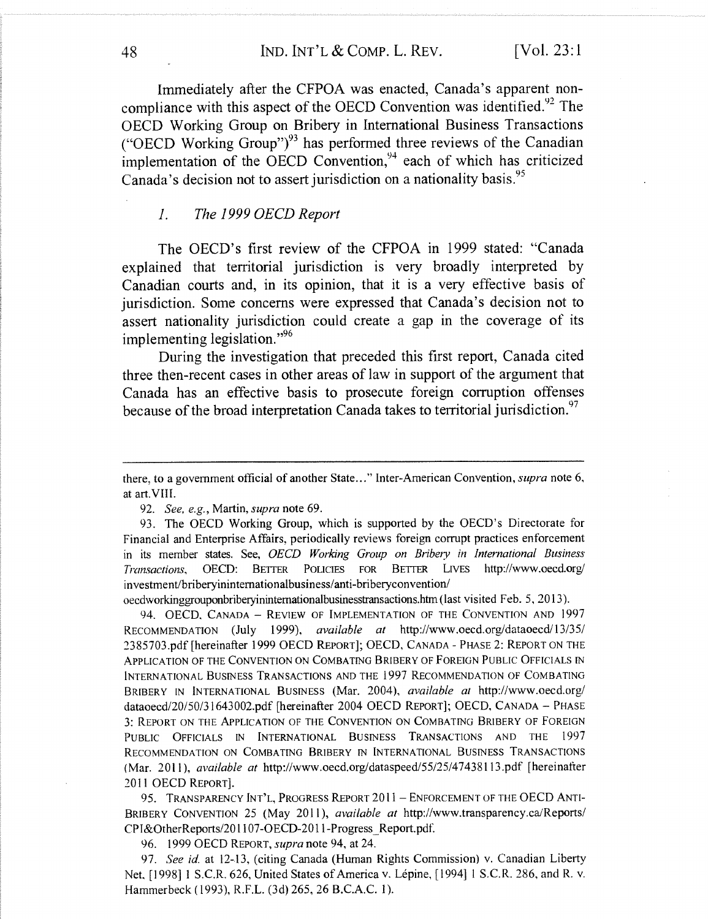Immediately after the CFPOA was enacted, Canada's apparent non-compliance with this aspect of the OECD Convention was identified.[92] The OECD Working Group on Bribery in International Business Transactions ("OECD Working Group")[93] has performed three reviews of the Canadian implementation of the OECD Convention,[94] each of which has criticized Canada's decision not to assert jurisdiction on a nationality basis.[95]

### 1. *The 1999 OECD Report*

The OECD's first review of the CFPOA in 1999 stated: "Canada explained that territorial jurisdiction is very broadly interpreted by Canadian courts and, in its opinion, that it is a very effective basis of jurisdiction. Some concerns were expressed that Canada's decision not to assert nationality jurisdiction could create a gap in the coverage of its implementing legislation."[96]

During the investigation that preceded this first report, Canada cited three then-recent cases in other areas of law in support of the argument that Canada has an effective basis to prosecute foreign corruption offenses because of the broad interpretation Canada takes to territorial jurisdiction.[97]

---

there, to a government official of another State..." Inter-American Convention, *supra* note 6, at art.VIII.

92. *See, e.g.*, Martin, *supra* note 69.

93. The OECD Working Group, which is supported by the OECD's Directorate for Financial and Enterprise Affairs, periodically reviews foreign corrupt practices enforcement in its member states. See, *OECD Working Group on Bribery in International Business Transactions*, OECD: BETTER POLICIES FOR BETTER LIVES http://www.oecd.org/investment/briberyininternationalbusiness/anti-briberyconvention/oecdworkinggrouponbriberyininternationalbusinesstransactions.htm (last visited Feb. 5, 2013).

94. OECD, CANADA – REVIEW OF IMPLEMENTATION OF THE CONVENTION AND 1997 RECOMMENDATION (July 1999), *available at* http://www.oecd.org/dataoecd/13/35/2385703.pdf [hereinafter 1999 OECD REPORT]; OECD, CANADA - PHASE 2: REPORT ON THE APPLICATION OF THE CONVENTION ON COMBATING BRIBERY OF FOREIGN PUBLIC OFFICIALS IN INTERNATIONAL BUSINESS TRANSACTIONS AND THE 1997 RECOMMENDATION OF COMBATING BRIBERY IN INTERNATIONAL BUSINESS (Mar. 2004), *available at* http://www.oecd.org/dataoecd/20/50/31643002.pdf [hereinafter 2004 OECD REPORT]; OECD, CANADA – PHASE 3: REPORT ON THE APPLICATION OF THE CONVENTION ON COMBATING BRIBERY OF FOREIGN PUBLIC OFFICIALS IN INTERNATIONAL BUSINESS TRANSACTIONS AND THE 1997 RECOMMENDATION ON COMBATING BRIBERY IN INTERNATIONAL BUSINESS TRANSACTIONS (Mar. 2011), *available at* http://www.oecd.org/dataspeed/55/25/47438113.pdf [hereinafter 2011 OECD REPORT].

95. TRANSPARENCY INT'L, PROGRESS REPORT 2011 – ENFORCEMENT OF THE OECD ANTI-BRIBERY CONVENTION 25 (May 2011), *available at* http://www.transparency.ca/Reports/CPI&OtherReports/201107-OECD-2011-Progress_Report.pdf.

96. 1999 OECD REPORT, *supra* note 94, at 24.

97. *See id.* at 12-13, (citing Canada (Human Rights Commission) v. Canadian Liberty Net, [1998] 1 S.C.R. 626, United States of America v. Lépine, [1994] 1 S.C.R. 286, and R. v. Hammerbeck (1993), R.F.L. (3d) 265, 26 B.C.A.C. 1).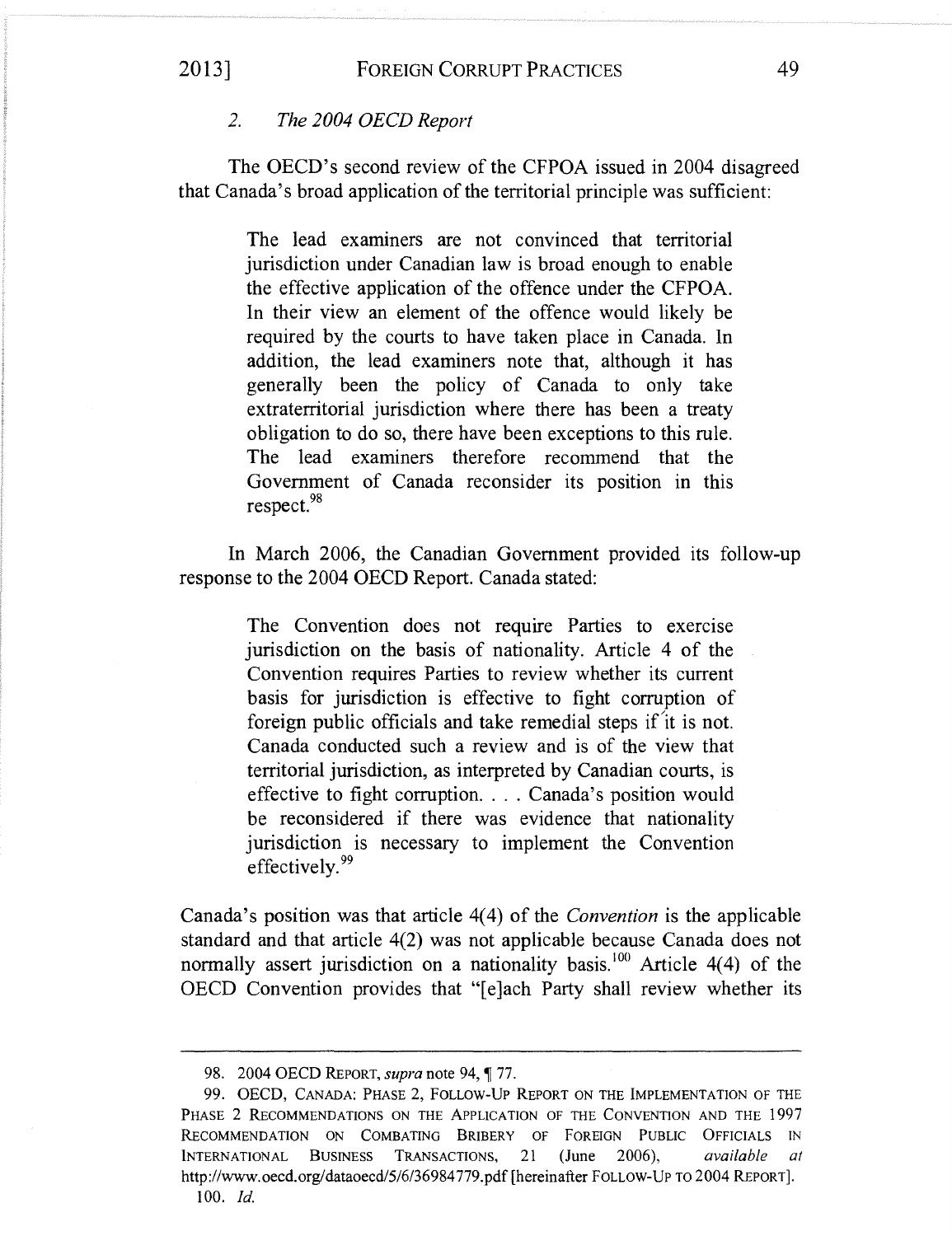### 2. *The 2004 OECD Report*

The OECD's second review of the CFPOA issued in 2004 disagreed that Canada's broad application of the territorial principle was sufficient:

> The lead examiners are not convinced that territorial jurisdiction under Canadian law is broad enough to enable the effective application of the offence under the CFPOA. In their view an element of the offence would likely be required by the courts to have taken place in Canada. In addition, the lead examiners note that, although it has generally been the policy of Canada to only take extraterritorial jurisdiction where there has been a treaty obligation to do so, there have been exceptions to this rule. The lead examiners therefore recommend that the Government of Canada reconsider its position in this respect.[98]

In March 2006, the Canadian Government provided its follow-up response to the 2004 OECD Report. Canada stated:

> The Convention does not require Parties to exercise jurisdiction on the basis of nationality. Article 4 of the Convention requires Parties to review whether its current basis for jurisdiction is effective to fight corruption of foreign public officials and take remedial steps if it is not. Canada conducted such a review and is of the view that territorial jurisdiction, as interpreted by Canadian courts, is effective to fight corruption. . . . Canada's position would be reconsidered if there was evidence that nationality jurisdiction is necessary to implement the Convention effectively.[99]

Canada's position was that article 4(4) of the *Convention* is the applicable standard and that article 4(2) was not applicable because Canada does not normally assert jurisdiction on a nationality basis.[100] Article 4(4) of the OECD Convention provides that "[e]ach Party shall review whether its

---

98. 2004 OECD REPORT, *supra* note 94, ¶ 77.

99. OECD, CANADA: PHASE 2, FOLLOW-UP REPORT ON THE IMPLEMENTATION OF THE PHASE 2 RECOMMENDATIONS ON THE APPLICATION OF THE CONVENTION AND THE 1997 RECOMMENDATION ON COMBATING BRIBERY OF FOREIGN PUBLIC OFFICIALS IN INTERNATIONAL BUSINESS TRANSACTIONS, 21 (June 2006), *available at* http://www.oecd.org/dataoecd/5/6/36984779.pdf [hereinafter FOLLOW-UP TO 2004 REPORT].

100. *Id.*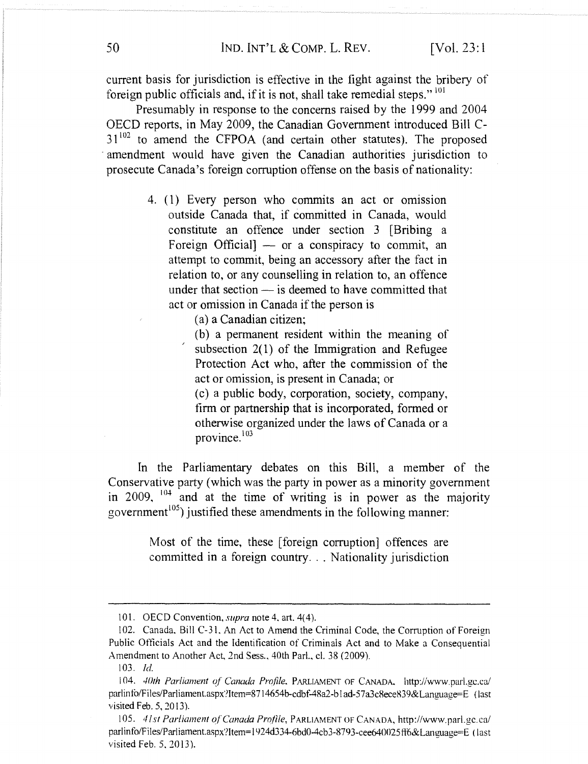current basis for jurisdiction is effective in the fight against the bribery of foreign public officials and, if it is not, shall take remedial steps."[101]

Presumably in response to the concerns raised by the 1999 and 2004 OECD reports, in May 2009, the Canadian Government introduced Bill C-31[102] to amend the CFPOA (and certain other statutes). The proposed amendment would have given the Canadian authorities jurisdiction to prosecute Canada's foreign corruption offense on the basis of nationality:

> 4. (1) Every person who commits an act or omission outside Canada that, if committed in Canada, would constitute an offence under section 3 [Bribing a Foreign Official] — or a conspiracy to commit, an attempt to commit, being an accessory after the fact in relation to, or any counselling in relation to, an offence under that section — is deemed to have committed that act or omission in Canada if the person is
>
> (a) a Canadian citizen;
>
> (b) a permanent resident within the meaning of subsection 2(1) of the Immigration and Refugee Protection Act who, after the commission of the act or omission, is present in Canada; or
>
> (c) a public body, corporation, society, company, firm or partnership that is incorporated, formed or otherwise organized under the laws of Canada or a province.[103]

In the Parliamentary debates on this Bill, a member of the Conservative party (which was the party in power as a minority government in 2009,[104] and at the time of writing is in power as the majority government[105]) justified these amendments in the following manner:

> Most of the time, these [foreign corruption] offences are committed in a foreign country. . . Nationality jurisdiction

---

101. OECD Convention, *supra* note 4, art. 4(4).

102. Canada, Bill C-31, An Act to Amend the Criminal Code, the Corruption of Foreign Public Officials Act and the Identification of Criminals Act and to Make a Consequential Amendment to Another Act, 2nd Sess., 40th Parl., cl. 38 (2009).

103. *Id.*

104. *40th Parliament of Canada Profile*, PARLIAMENT OF CANADA, http://www.parl.gc.ca/parlinfo/Files/Parliament.aspx?Item=8714654b-cdbf-48a2-b1ad-57a3c8ece839&Language=E (last visited Feb. 5, 2013).

105. *41st Parliament of Canada Profile*, PARLIAMENT OF CANADA, http://www.parl.gc.ca/parlinfo/Files/Parliament.aspx?Item=1924d334-6bd0-4cb3-8793-cee640025ff6&Language=E (last visited Feb. 5, 2013).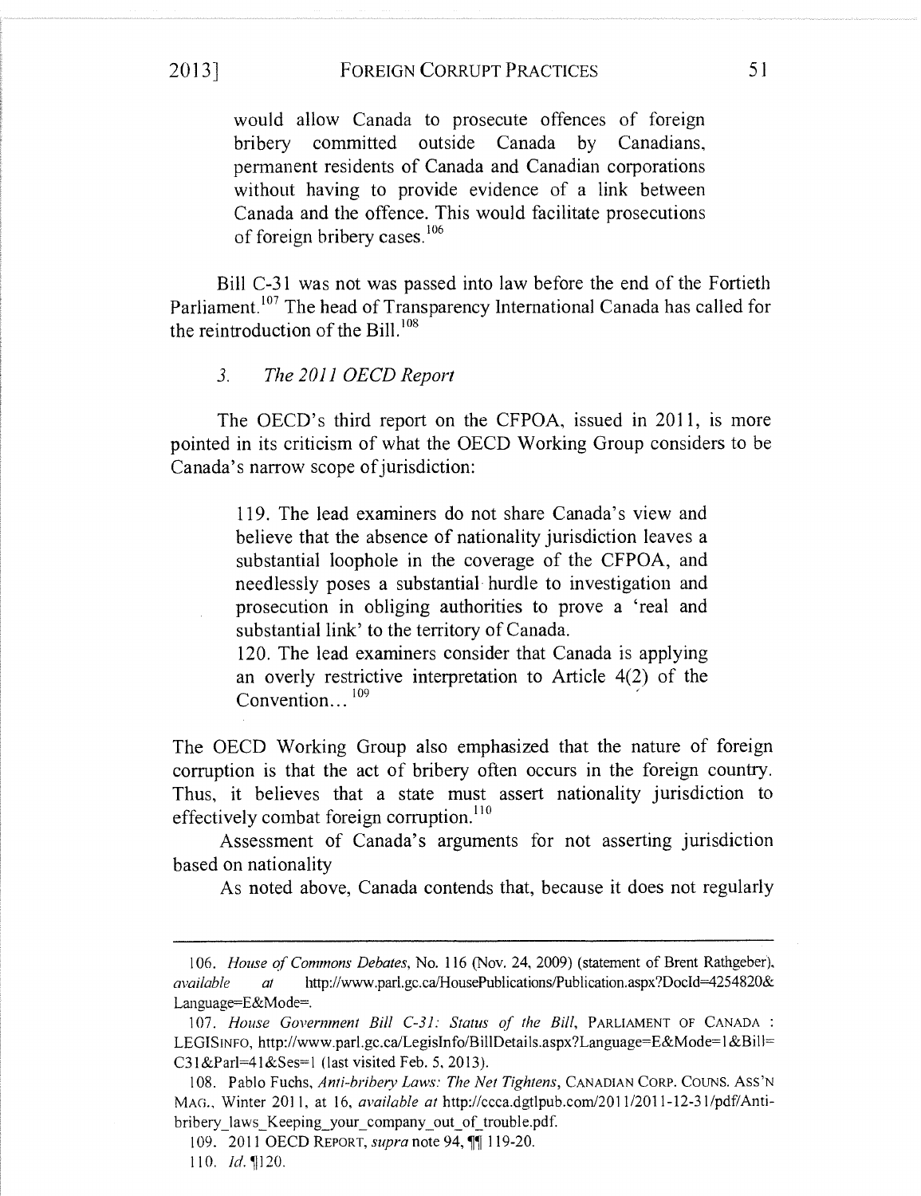> would allow Canada to prosecute offences of foreign bribery committed outside Canada by Canadians, permanent residents of Canada and Canadian corporations without having to provide evidence of a link between Canada and the offence. This would facilitate prosecutions of foreign bribery cases.[106]

Bill C-31 was not was passed into law before the end of the Fortieth Parliament.[107] The head of Transparency International Canada has called for the reintroduction of the Bill.[108]

### *3. The 2011 OECD Report*

The OECD's third report on the CFPOA, issued in 2011, is more pointed in its criticism of what the OECD Working Group considers to be Canada's narrow scope of jurisdiction:

> 119. The lead examiners do not share Canada's view and believe that the absence of nationality jurisdiction leaves a substantial loophole in the coverage of the CFPOA, and needlessly poses a substantial hurdle to investigation and prosecution in obliging authorities to prove a 'real and substantial link' to the territory of Canada.
>
> 120. The lead examiners consider that Canada is applying an overly restrictive interpretation to Article 4(2) of the Convention...[109]

The OECD Working Group also emphasized that the nature of foreign corruption is that the act of bribery often occurs in the foreign country. Thus, it believes that a state must assert nationality jurisdiction to effectively combat foreign corruption.[110]

Assessment of Canada's arguments for not asserting jurisdiction based on nationality

As noted above, Canada contends that, because it does not regularly

---

106. *House of Commons Debates*, No. 116 (Nov. 24, 2009) (statement of Brent Rathgeber), *available at* http://www.parl.gc.ca/HousePublications/Publication.aspx?DocId=4254820&Language=E&Mode=.

107. *House Government Bill C-31: Status of the Bill*, PARLIAMENT OF CANADA : LEGISINFO, http://www.parl.gc.ca/LegisInfo/BillDetails.aspx?Language=E&Mode=1&Bill=C31&Parl=41&Ses=1 (last visited Feb. 5, 2013).

108. Pablo Fuchs, *Anti-bribery Laws: The Net Tightens*, CANADIAN CORP. COUNS. ASS'N MAG., Winter 2011, at 16, *available at* http://ccca.dgtlpub.com/2011/2011-12-31/pdf/Anti-bribery_laws_Keeping_your_company_out_of_trouble.pdf.

109. 2011 OECD REPORT, *supra* note 94, ¶¶ 119-20.

110. *Id.* ¶120.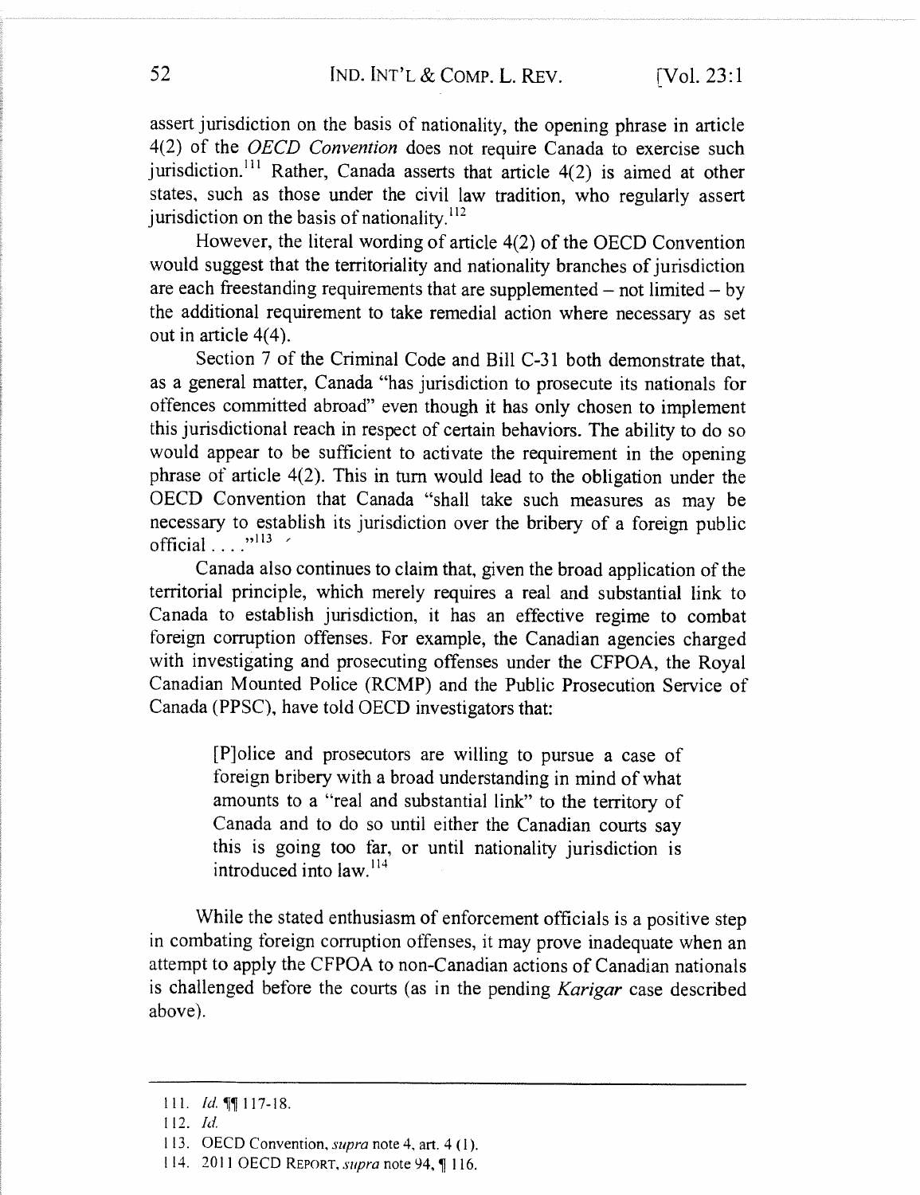assert jurisdiction on the basis of nationality, the opening phrase in article 4(2) of the *OECD Convention* does not require Canada to exercise such jurisdiction.[111] Rather, Canada asserts that article 4(2) is aimed at other states, such as those under the civil law tradition, who regularly assert jurisdiction on the basis of nationality.[112]

However, the literal wording of article 4(2) of the OECD Convention would suggest that the territoriality and nationality branches of jurisdiction are each freestanding requirements that are supplemented – not limited – by the additional requirement to take remedial action where necessary as set out in article 4(4).

Section 7 of the Criminal Code and Bill C-31 both demonstrate that, as a general matter, Canada "has jurisdiction to prosecute its nationals for offences committed abroad" even though it has only chosen to implement this jurisdictional reach in respect of certain behaviors. The ability to do so would appear to be sufficient to activate the requirement in the opening phrase of article 4(2). This in turn would lead to the obligation under the OECD Convention that Canada "shall take such measures as may be necessary to establish its jurisdiction over the bribery of a foreign public official . . . ."[113]

Canada also continues to claim that, given the broad application of the territorial principle, which merely requires a real and substantial link to Canada to establish jurisdiction, it has an effective regime to combat foreign corruption offenses. For example, the Canadian agencies charged with investigating and prosecuting offenses under the CFPOA, the Royal Canadian Mounted Police (RCMP) and the Public Prosecution Service of Canada (PPSC), have told OECD investigators that:

> [P]olice and prosecutors are willing to pursue a case of foreign bribery with a broad understanding in mind of what amounts to a "real and substantial link" to the territory of Canada and to do so until either the Canadian courts say this is going too far, or until nationality jurisdiction is introduced into law.[114]

While the stated enthusiasm of enforcement officials is a positive step in combating foreign corruption offenses, it may prove inadequate when an attempt to apply the CFPOA to non-Canadian actions of Canadian nationals is challenged before the courts (as in the pending *Karigar* case described above).

---

111. *Id.* ¶¶ 117-18.

112. *Id.*

113. OECD Convention, *supra* note 4, art. 4 (1).

114. 2011 OECD REPORT, *supra* note 94, ¶ 116.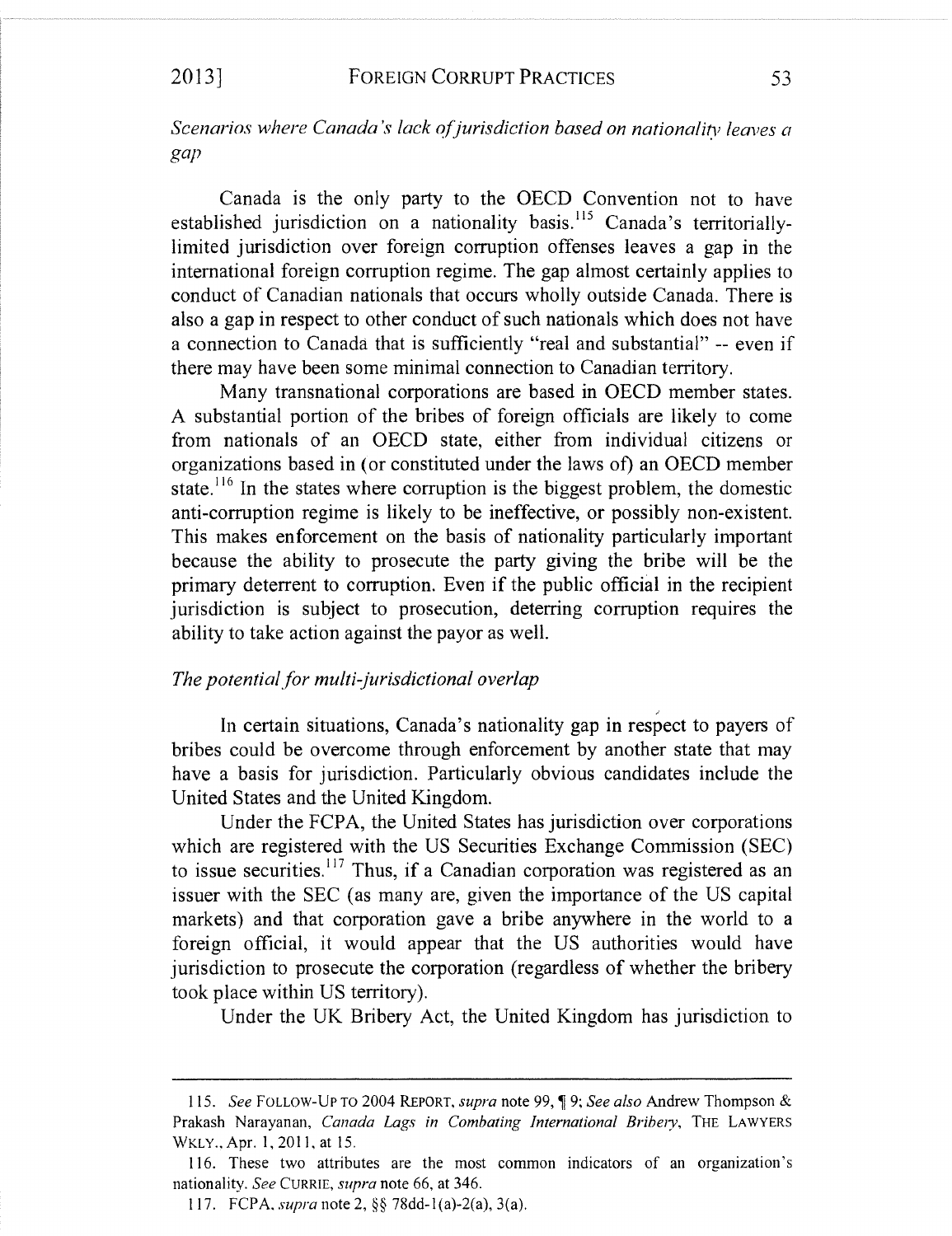*Scenarios where Canada's lack of jurisdiction based on nationality leaves a gap*

Canada is the only party to the OECD Convention not to have established jurisdiction on a nationality basis.[115] Canada's territorially-limited jurisdiction over foreign corruption offenses leaves a gap in the international foreign corruption regime. The gap almost certainly applies to conduct of Canadian nationals that occurs wholly outside Canada. There is also a gap in respect to other conduct of such nationals which does not have a connection to Canada that is sufficiently "real and substantial" -- even if there may have been some minimal connection to Canadian territory.

Many transnational corporations are based in OECD member states. A substantial portion of the bribes of foreign officials are likely to come from nationals of an OECD state, either from individual citizens or organizations based in (or constituted under the laws of) an OECD member state.[116] In the states where corruption is the biggest problem, the domestic anti-corruption regime is likely to be ineffective, or possibly non-existent. This makes enforcement on the basis of nationality particularly important because the ability to prosecute the party giving the bribe will be the primary deterrent to corruption. Even if the public official in the recipient jurisdiction is subject to prosecution, deterring corruption requires the ability to take action against the payor as well.

*The potential for multi-jurisdictional overlap*

In certain situations, Canada's nationality gap in respect to payers of bribes could be overcome through enforcement by another state that may have a basis for jurisdiction. Particularly obvious candidates include the United States and the United Kingdom.

Under the FCPA, the United States has jurisdiction over corporations which are registered with the US Securities Exchange Commission (SEC) to issue securities.[117] Thus, if a Canadian corporation was registered as an issuer with the SEC (as many are, given the importance of the US capital markets) and that corporation gave a bribe anywhere in the world to a foreign official, it would appear that the US authorities would have jurisdiction to prosecute the corporation (regardless of whether the bribery took place within US territory).

Under the UK Bribery Act, the United Kingdom has jurisdiction to

---

115. *See* FOLLOW-UP TO 2004 REPORT, *supra* note 99, ¶ 9; *See also* Andrew Thompson & Prakash Narayanan, *Canada Lags in Combating International Bribery*, THE LAWYERS WKLY., Apr. 1, 2011, at 15.

116. These two attributes are the most common indicators of an organization's nationality. *See* CURRIE, *supra* note 66, at 346.

117. FCPA, *supra* note 2, §§ 78dd-1(a)-2(a), 3(a).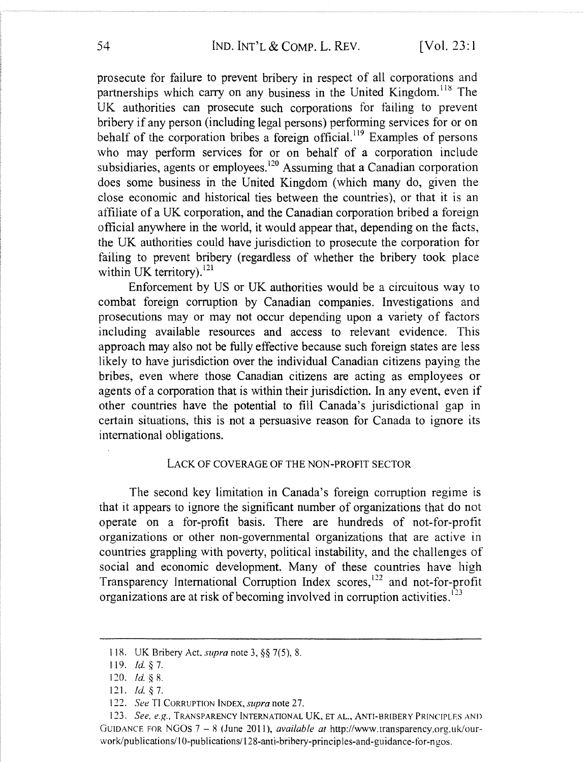prosecute for failure to prevent bribery in respect of all corporations and partnerships which carry on any business in the United Kingdom.[118] The UK authorities can prosecute such corporations for failing to prevent bribery if any person (including legal persons) performing services for or on behalf of the corporation bribes a foreign official.[119] Examples of persons who may perform services for or on behalf of a corporation include subsidiaries, agents or employees.[120] Assuming that a Canadian corporation does some business in the United Kingdom (which many do, given the close economic and historical ties between the countries), or that it is an affiliate of a UK corporation, and the Canadian corporation bribed a foreign official anywhere in the world, it would appear that, depending on the facts, the UK authorities could have jurisdiction to prosecute the corporation for failing to prevent bribery (regardless of whether the bribery took place within UK territory).[121]

Enforcement by US or UK authorities would be a circuitous way to combat foreign corruption by Canadian companies. Investigations and prosecutions may or may not occur depending upon a variety of factors including available resources and access to relevant evidence. This approach may also not be fully effective because such foreign states are less likely to have jurisdiction over the individual Canadian citizens paying the bribes, even where those Canadian citizens are acting as employees or agents of a corporation that is within their jurisdiction. In any event, even if other countries have the potential to fill Canada's jurisdictional gap in certain situations, this is not a persuasive reason for Canada to ignore its international obligations.

## LACK OF COVERAGE OF THE NON-PROFIT SECTOR

The second key limitation in Canada's foreign corruption regime is that it appears to ignore the significant number of organizations that do not operate on a for-profit basis. There are hundreds of not-for-profit organizations or other non-governmental organizations that are active in countries grappling with poverty, political instability, and the challenges of social and economic development. Many of these countries have high Transparency International Corruption Index scores,[122] and not-for-profit organizations are at risk of becoming involved in corruption activities.[123]

---

118. UK Bribery Act, *supra* note 3, §§ 7(5), 8.

119. *Id.* § 7.

120. *Id.* § 8.

121. *Id.* § 7.

122. *See* TI CORRUPTION INDEX, *supra* note 27.

123. *See, e.g.*, TRANSPARENCY INTERNATIONAL UK, ET AL., ANTI-BRIBERY PRINCIPLES AND GUIDANCE FOR NGOS 7 – 8 (June 2011), *available at* http://www.transparency.org.uk/our-work/publications/10-publications/128-anti-bribery-principles-and-guidance-for-ngos.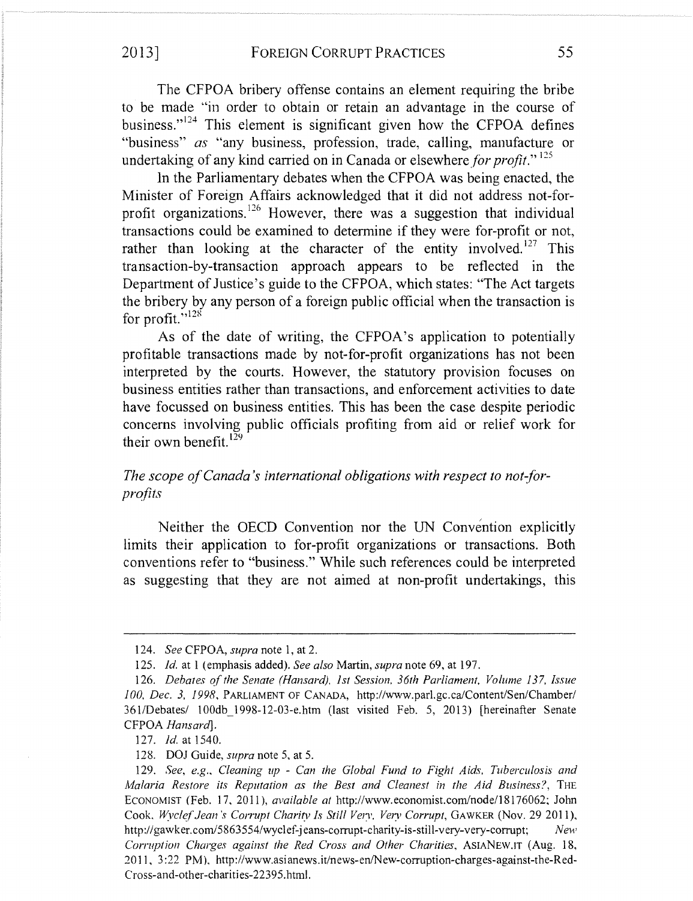The CFPOA bribery offense contains an element requiring the bribe to be made "in order to obtain or retain an advantage in the course of business."[124] This element is significant given how the CFPOA defines "business" *as* "any business, profession, trade, calling, manufacture or undertaking of any kind carried on in Canada or elsewhere *for profit*."[125]

In the Parliamentary debates when the CFPOA was being enacted, the Minister of Foreign Affairs acknowledged that it did not address not-for-profit organizations.[126] However, there was a suggestion that individual transactions could be examined to determine if they were for-profit or not, rather than looking at the character of the entity involved.[127] This transaction-by-transaction approach appears to be reflected in the Department of Justice's guide to the CFPOA, which states: "The Act targets the bribery by any person of a foreign public official when the transaction is for profit."[128]

As of the date of writing, the CFPOA's application to potentially profitable transactions made by not-for-profit organizations has not been interpreted by the courts. However, the statutory provision focuses on business entities rather than transactions, and enforcement activities to date have focussed on business entities. This has been the case despite periodic concerns involving public officials profiting from aid or relief work for their own benefit.[129]

### *The scope of Canada's international obligations with respect to not-for-profits*

Neither the OECD Convention nor the UN Convention explicitly limits their application to for-profit organizations or transactions. Both conventions refer to "business." While such references could be interpreted as suggesting that they are not aimed at non-profit undertakings, this

---

124. *See* CFPOA, *supra* note 1, at 2.

125. *Id.* at 1 (emphasis added). *See also* Martin, *supra* note 69, at 197.

126. *Debates of the Senate (Hansard), 1st Session, 36th Parliament, Volume 137, Issue 100, Dec. 3, 1998*, PARLIAMENT OF CANADA, http://www.parl.gc.ca/Content/Sen/Chamber/361/Debates/ 100db_1998-12-03-e.htm (last visited Feb. 5, 2013) [hereinafter Senate CFPOA *Hansard*].

127. *Id.* at 1540.

128. DOJ Guide, *supra* note 5, at 5.

129. *See, e.g.*, *Cleaning up - Can the Global Fund to Fight Aids, Tuberculosis and Malaria Restore its Reputation as the Best and Cleanest in the Aid Business?*, THE ECONOMIST (Feb. 17, 2011), *available at* http://www.economist.com/node/18176062; John Cook, *Wyclef Jean's Corrupt Charity Is Still Very, Very Corrupt*, GAWKER (Nov. 29 2011), http://gawker.com/5863554/wyclef-jeans-corrupt-charity-is-still-very-very-corrupt; *New Corruption Charges against the Red Cross and Other Charities*, ASIANEW.IT (Aug. 18, 2011, 3:22 PM), http://www.asianews.it/news-en/New-corruption-charges-against-the-Red-Cross-and-other-charities-22395.html.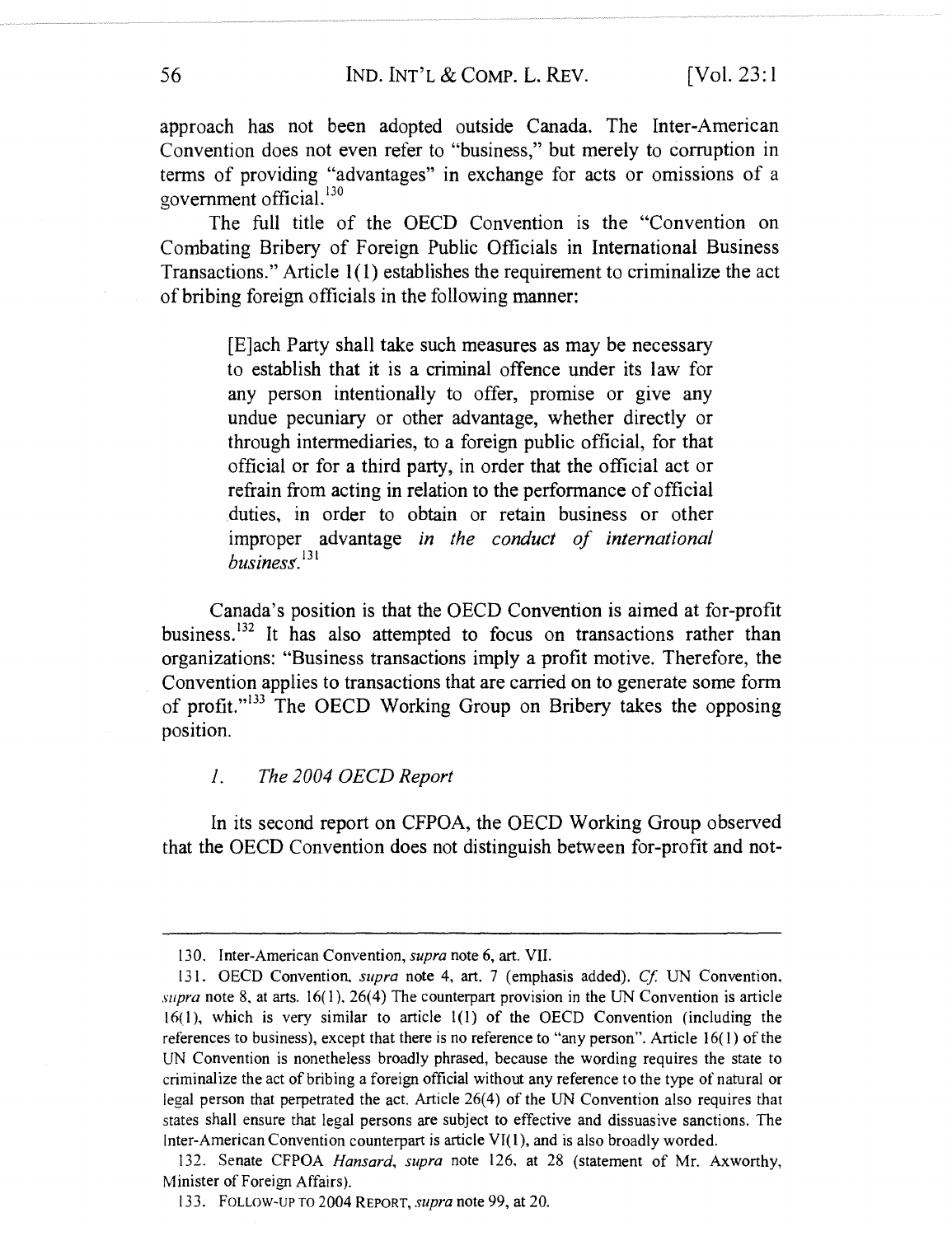approach has not been adopted outside Canada. The Inter-American Convention does not even refer to "business," but merely to corruption in terms of providing "advantages" in exchange for acts or omissions of a government official.[130]

The full title of the OECD Convention is the "Convention on Combating Bribery of Foreign Public Officials in International Business Transactions." Article 1(1) establishes the requirement to criminalize the act of bribing foreign officials in the following manner:

> [E]ach Party shall take such measures as may be necessary to establish that it is a criminal offence under its law for any person intentionally to offer, promise or give any undue pecuniary or other advantage, whether directly or through intermediaries, to a foreign public official, for that official or for a third party, in order that the official act or refrain from acting in relation to the performance of official duties, in order to obtain or retain business or other improper advantage *in the conduct of international business*.[131]

Canada's position is that the OECD Convention is aimed at for-profit business.[132] It has also attempted to focus on transactions rather than organizations: "Business transactions imply a profit motive. Therefore, the Convention applies to transactions that are carried on to generate some form of profit."[133] The OECD Working Group on Bribery takes the opposing position.

### 1. *The 2004 OECD Report*

In its second report on CFPOA, the OECD Working Group observed that the OECD Convention does not distinguish between for-profit and not-

---

130. Inter-American Convention, *supra* note 6, art. VII.

131. OECD Convention, *supra* note 4, art. 7 (emphasis added). *Cf.* UN Convention, *supra* note 8, at arts. 16(1), 26(4) The counterpart provision in the UN Convention is article 16(1), which is very similar to article 1(1) of the OECD Convention (including the references to business), except that there is no reference to "any person". Article 16(1) of the UN Convention is nonetheless broadly phrased, because the wording requires the state to criminalize the act of bribing a foreign official without any reference to the type of natural or legal person that perpetrated the act. Article 26(4) of the UN Convention also requires that states shall ensure that legal persons are subject to effective and dissuasive sanctions. The Inter-American Convention counterpart is article VI(1), and is also broadly worded.

132. Senate CFPOA *Hansard*, *supra* note 126, at 28 (statement of Mr. Axworthy, Minister of Foreign Affairs).

133. FOLLOW-UP TO 2004 REPORT, *supra* note 99, at 20.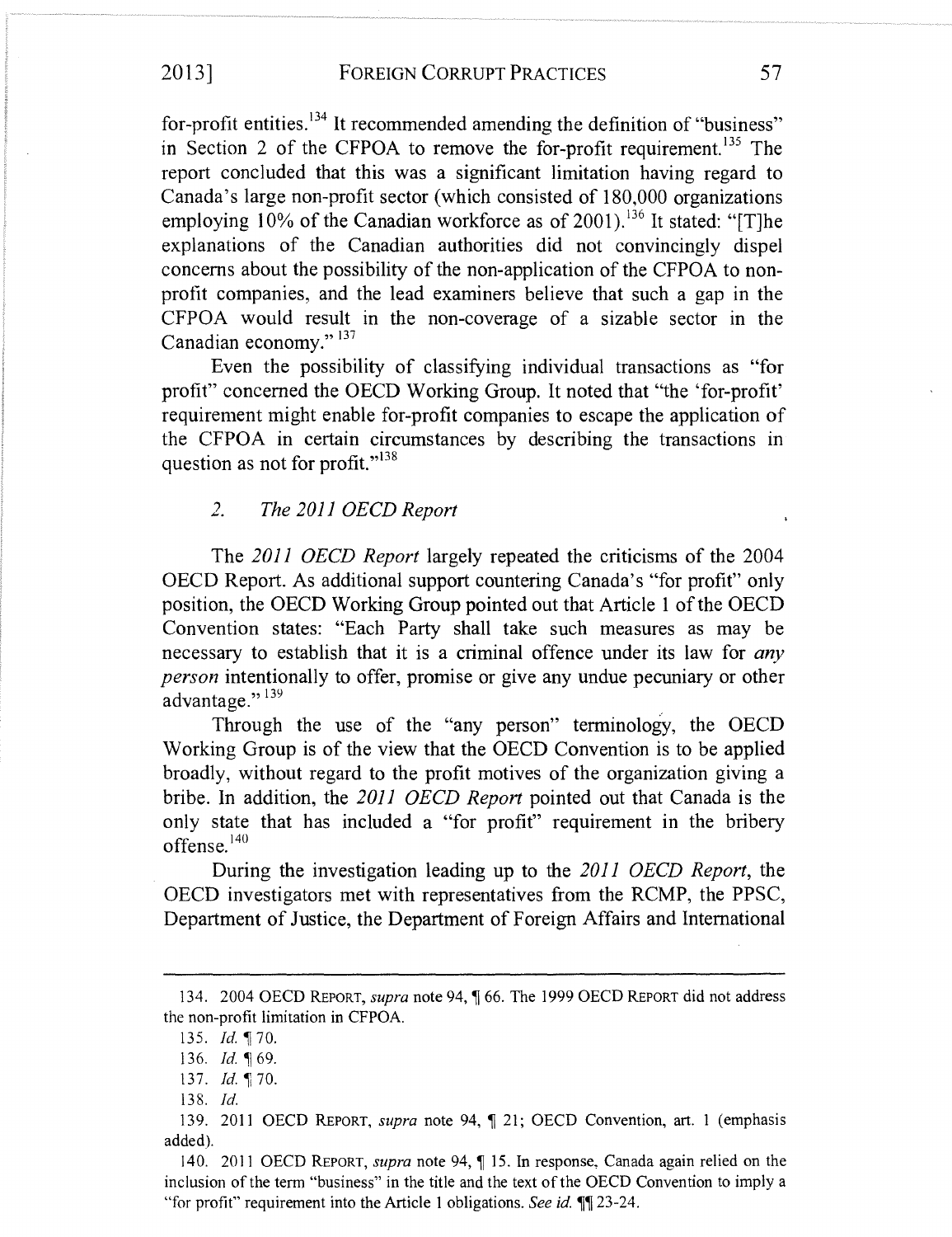for-profit entities.[134] It recommended amending the definition of "business" in Section 2 of the CFPOA to remove the for-profit requirement.[135] The report concluded that this was a significant limitation having regard to Canada's large non-profit sector (which consisted of 180,000 organizations employing 10% of the Canadian workforce as of 2001).[136] It stated: "[T]he explanations of the Canadian authorities did not convincingly dispel concerns about the possibility of the non-application of the CFPOA to non-profit companies, and the lead examiners believe that such a gap in the CFPOA would result in the non-coverage of a sizable sector in the Canadian economy."[137]

Even the possibility of classifying individual transactions as "for profit" concerned the OECD Working Group. It noted that "the 'for-profit' requirement might enable for-profit companies to escape the application of the CFPOA in certain circumstances by describing the transactions in question as not for profit."[138]

### 2. *The 2011 OECD Report*

The *2011 OECD Report* largely repeated the criticisms of the 2004 OECD Report. As additional support countering Canada's "for profit" only position, the OECD Working Group pointed out that Article 1 of the OECD Convention states: "Each Party shall take such measures as may be necessary to establish that it is a criminal offence under its law for *any person* intentionally to offer, promise or give any undue pecuniary or other advantage."[139]

Through the use of the "any person" terminology, the OECD Working Group is of the view that the OECD Convention is to be applied broadly, without regard to the profit motives of the organization giving a bribe. In addition, the *2011 OECD Report* pointed out that Canada is the only state that has included a "for profit" requirement in the bribery offense.[140]

During the investigation leading up to the *2011 OECD Report*, the OECD investigators met with representatives from the RCMP, the PPSC, Department of Justice, the Department of Foreign Affairs and International

---

134. 2004 OECD REPORT, *supra* note 94, ¶ 66. The 1999 OECD REPORT did not address the non-profit limitation in CFPOA.

135. *Id.* ¶ 70.

136. *Id.* ¶ 69.

137. *Id.* ¶ 70.

138. *Id.*

139. 2011 OECD REPORT, *supra* note 94, ¶ 21; OECD Convention, art. 1 (emphasis added).

140. 2011 OECD REPORT, *supra* note 94, ¶ 15. In response, Canada again relied on the inclusion of the term "business" in the title and the text of the OECD Convention to imply a "for profit" requirement into the Article 1 obligations. *See id.* ¶¶ 23-24.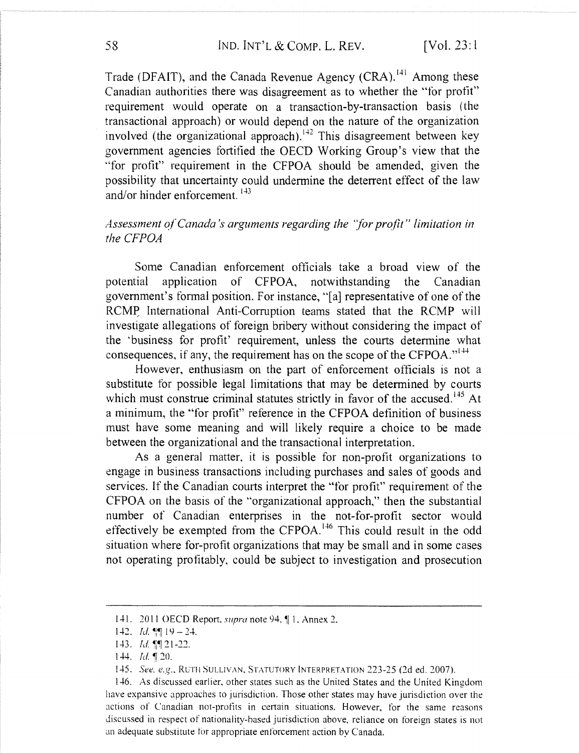Trade (DFAIT), and the Canada Revenue Agency (CRA).[141] Among these Canadian authorities there was disagreement as to whether the "for profit" requirement would operate on a transaction-by-transaction basis (the transactional approach) or would depend on the nature of the organization involved (the organizational approach).[142] This disagreement between key government agencies fortified the OECD Working Group's view that the "for profit" requirement in the CFPOA should be amended, given the possibility that uncertainty could undermine the deterrent effect of the law and/or hinder enforcement.[143]

*Assessment of Canada's arguments regarding the "for profit" limitation in the CFPOA*

Some Canadian enforcement officials take a broad view of the potential application of CFPOA, notwithstanding the Canadian government's formal position. For instance, "[a] representative of one of the RCMP International Anti-Corruption teams stated that the RCMP will investigate allegations of foreign bribery without considering the impact of the 'business for profit' requirement, unless the courts determine what consequences, if any, the requirement has on the scope of the CFPOA."[144]

However, enthusiasm on the part of enforcement officials is not a substitute for possible legal limitations that may be determined by courts which must construe criminal statutes strictly in favor of the accused.[145] At a minimum, the "for profit" reference in the CFPOA definition of business must have some meaning and will likely require a choice to be made between the organizational and the transactional interpretation.

As a general matter, it is possible for non-profit organizations to engage in business transactions including purchases and sales of goods and services. If the Canadian courts interpret the "for profit" requirement of the CFPOA on the basis of the "organizational approach," then the substantial number of Canadian enterprises in the not-for-profit sector would effectively be exempted from the CFPOA.[146] This could result in the odd situation where for-profit organizations that may be small and in some cases not operating profitably, could be subject to investigation and prosecution

---

141. 2011 OECD Report, *supra* note 94, ¶ 1, Annex 2.

142. *Id.* ¶¶ 19 – 24.

143. *Id.* ¶¶ 21-22.

144. *Id.* ¶ 20.

145. *See, e.g.*, RUTH SULLIVAN, STATUTORY INTERPRETATION 223-25 (2d ed. 2007).

146. As discussed earlier, other states such as the United States and the United Kingdom have expansive approaches to jurisdiction. Those other states may have jurisdiction over the actions of Canadian not-profits in certain situations. However, for the same reasons discussed in respect of nationality-based jurisdiction above, reliance on foreign states is not an adequate substitute for appropriate enforcement action by Canada.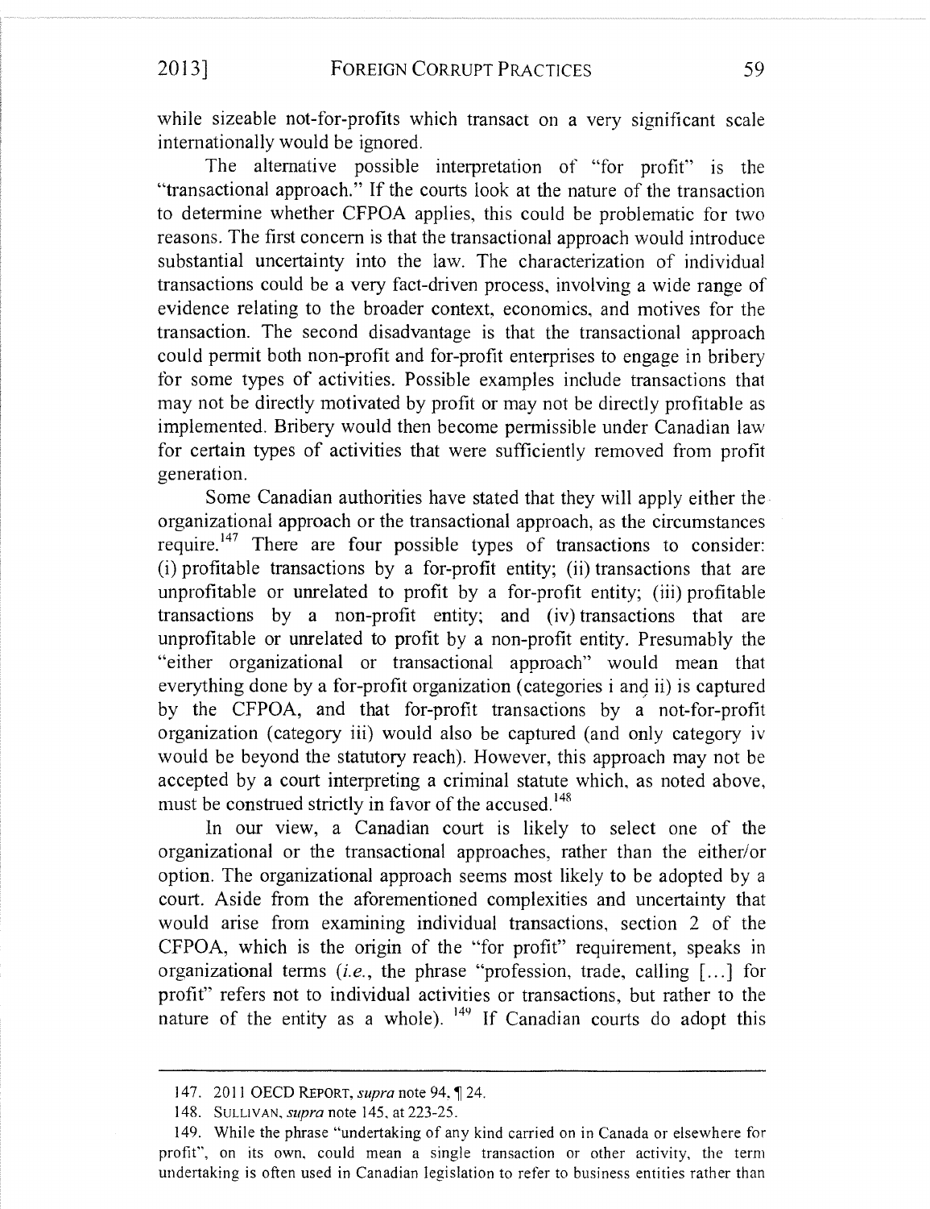while sizeable not-for-profits which transact on a very significant scale internationally would be ignored.

The alternative possible interpretation of "for profit" is the "transactional approach." If the courts look at the nature of the transaction to determine whether CFPOA applies, this could be problematic for two reasons. The first concern is that the transactional approach would introduce substantial uncertainty into the law. The characterization of individual transactions could be a very fact-driven process, involving a wide range of evidence relating to the broader context, economics, and motives for the transaction. The second disadvantage is that the transactional approach could permit both non-profit and for-profit enterprises to engage in bribery for some types of activities. Possible examples include transactions that may not be directly motivated by profit or may not be directly profitable as implemented. Bribery would then become permissible under Canadian law for certain types of activities that were sufficiently removed from profit generation.

Some Canadian authorities have stated that they will apply either the organizational approach or the transactional approach, as the circumstances require.[147] There are four possible types of transactions to consider: (i) profitable transactions by a for-profit entity; (ii) transactions that are unprofitable or unrelated to profit by a for-profit entity; (iii) profitable transactions by a non-profit entity; and (iv) transactions that are unprofitable or unrelated to profit by a non-profit entity. Presumably the "either organizational or transactional approach" would mean that everything done by a for-profit organization (categories i and ii) is captured by the CFPOA, and that for-profit transactions by a not-for-profit organization (category iii) would also be captured (and only category iv would be beyond the statutory reach). However, this approach may not be accepted by a court interpreting a criminal statute which, as noted above, must be construed strictly in favor of the accused.[148]

In our view, a Canadian court is likely to select one of the organizational or the transactional approaches, rather than the either/or option. The organizational approach seems most likely to be adopted by a court. Aside from the aforementioned complexities and uncertainty that would arise from examining individual transactions, section 2 of the CFPOA, which is the origin of the "for profit" requirement, speaks in organizational terms (*i.e.*, the phrase "profession, trade, calling [...] for profit" refers not to individual activities or transactions, but rather to the nature of the entity as a whole).[149] If Canadian courts do adopt this

---

147. 2011 OECD REPORT, *supra* note 94, ¶ 24.

148. SULLIVAN, *supra* note 145, at 223-25.

149. While the phrase "undertaking of any kind carried on in Canada or elsewhere for profit", on its own, could mean a single transaction or other activity, the term undertaking is often used in Canadian legislation to refer to business entities rather than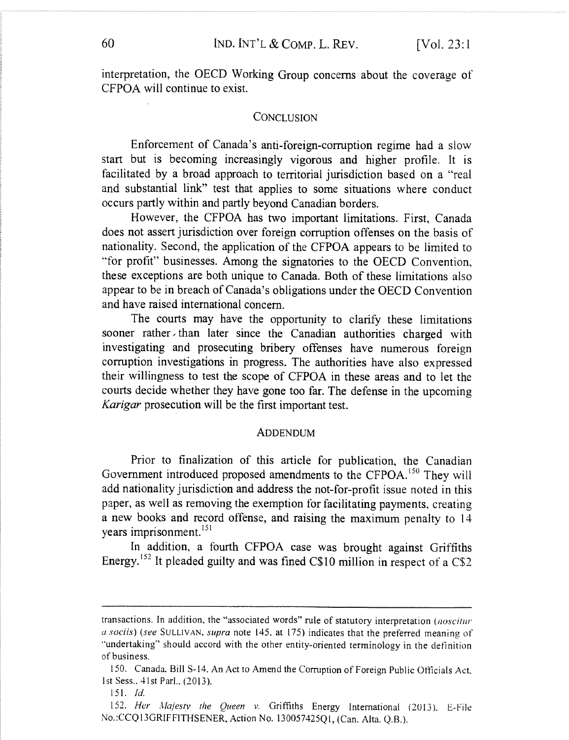interpretation, the OECD Working Group concerns about the coverage of CFPOA will continue to exist.

## CONCLUSION

Enforcement of Canada's anti-foreign-corruption regime had a slow start but is becoming increasingly vigorous and higher profile. It is facilitated by a broad approach to territorial jurisdiction based on a "real and substantial link" test that applies to some situations where conduct occurs partly within and partly beyond Canadian borders.

However, the CFPOA has two important limitations. First, Canada does not assert jurisdiction over foreign corruption offenses on the basis of nationality. Second, the application of the CFPOA appears to be limited to "for profit" businesses. Among the signatories to the OECD Convention, these exceptions are both unique to Canada. Both of these limitations also appear to be in breach of Canada's obligations under the OECD Convention and have raised international concern.

The courts may have the opportunity to clarify these limitations sooner rather than later since the Canadian authorities charged with investigating and prosecuting bribery offenses have numerous foreign corruption investigations in progress. The authorities have also expressed their willingness to test the scope of CFPOA in these areas and to let the courts decide whether they have gone too far. The defense in the upcoming *Karigar* prosecution will be the first important test.

## ADDENDUM

Prior to finalization of this article for publication, the Canadian Government introduced proposed amendments to the CFPOA.[150] They will add nationality jurisdiction and address the not-for-profit issue noted in this paper, as well as removing the exemption for facilitating payments, creating a new books and record offense, and raising the maximum penalty to 14 years imprisonment.[151]

In addition, a fourth CFPOA case was brought against Griffiths Energy.[152] It pleaded guilty and was fined C$10 million in respect of a C$2

---

transactions. In addition, the "associated words" rule of statutory interpretation (*noscitur a sociis*) (*see* SULLIVAN, *supra* note 145, at 175) indicates that the preferred meaning of "undertaking" should accord with the other entity-oriented terminology in the definition of business.

150. Canada. Bill S-14, An Act to Amend the Corruption of Foreign Public Officials Act, 1st Sess., 41st Parl., (2013).

151. *Id.*

152. *Her Majesty the Queen v.* Griffiths Energy International (2013), E-File No.:CCQ13GRIFFITHSENER, Action No. 130057425Q1, (Can. Alta. Q.B.).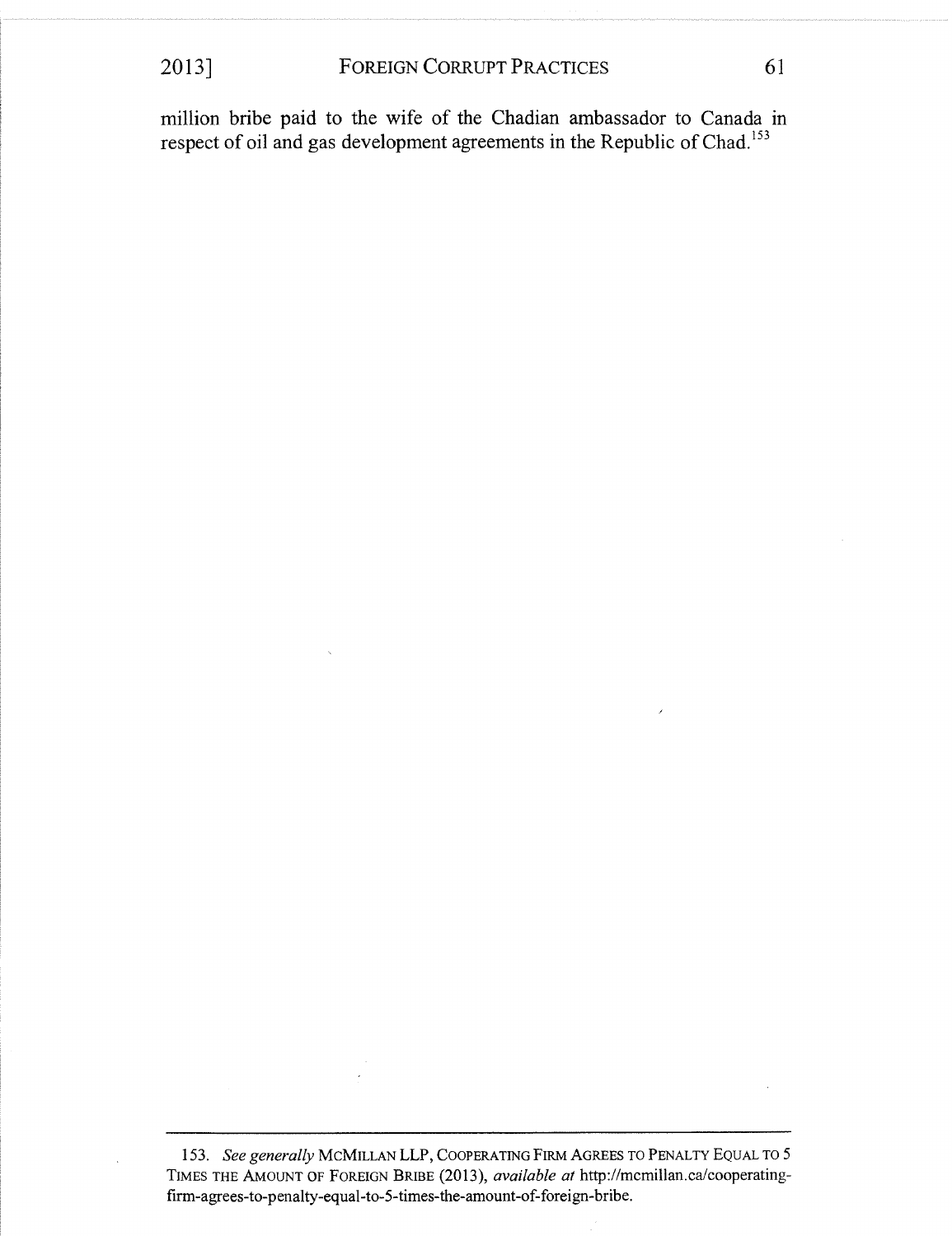million bribe paid to the wife of the Chadian ambassador to Canada in respect of oil and gas development agreements in the Republic of Chad.[153]

---

153. *See generally* MCMILLAN LLP, COOPERATING FIRM AGREES TO PENALTY EQUAL TO 5 TIMES THE AMOUNT OF FOREIGN BRIBE (2013), *available at* http://mcmillan.ca/cooperating-firm-agrees-to-penalty-equal-to-5-times-the-amount-of-foreign-bribe.